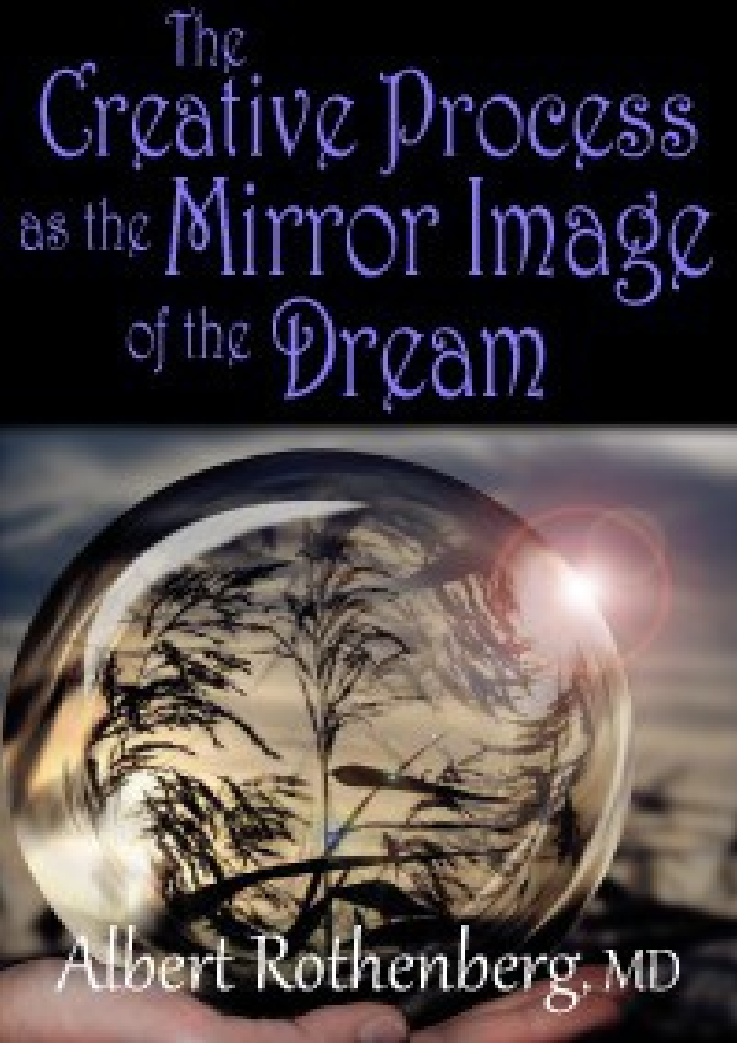# The Creative Process as the Mirror Image of the Dream

Albert Rothenberg, MD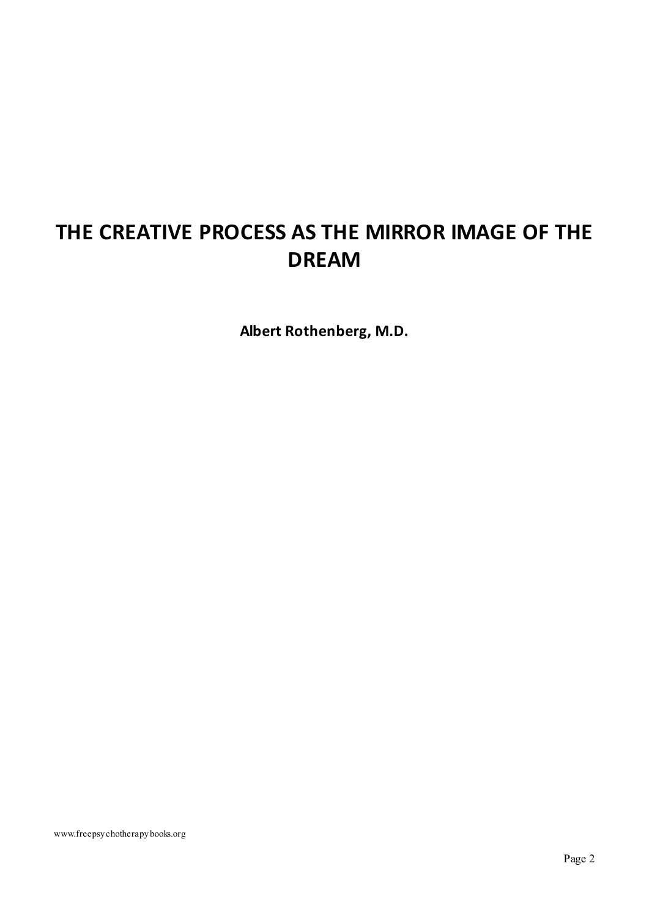# THE CREATIVE PROCESS AS THE MIRROR IMAGE OF THE DREAM

**Albert Rothenberg, M.D.**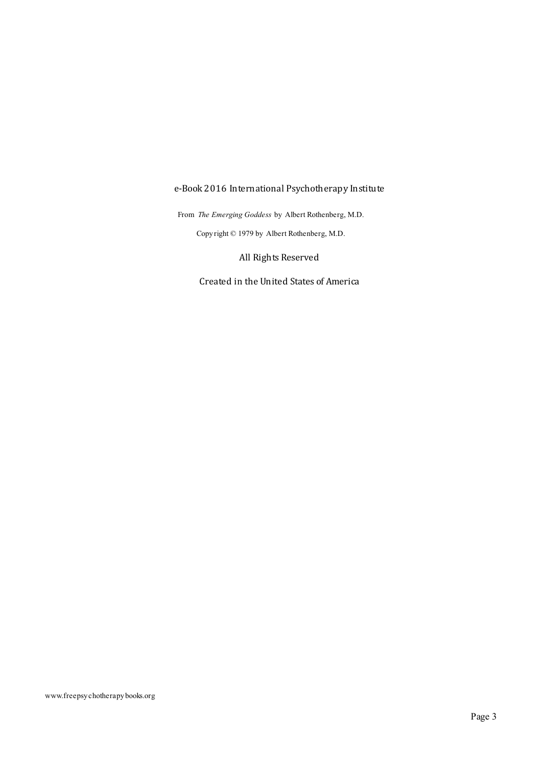e-Book 2016 International Psychotherapy Institute

From *The Emerging Goddess* by Albert Rothenberg, M.D.

Copyright © 1979 by Albert Rothenberg, M.D.

All Rights Reserved

Created in the United States of America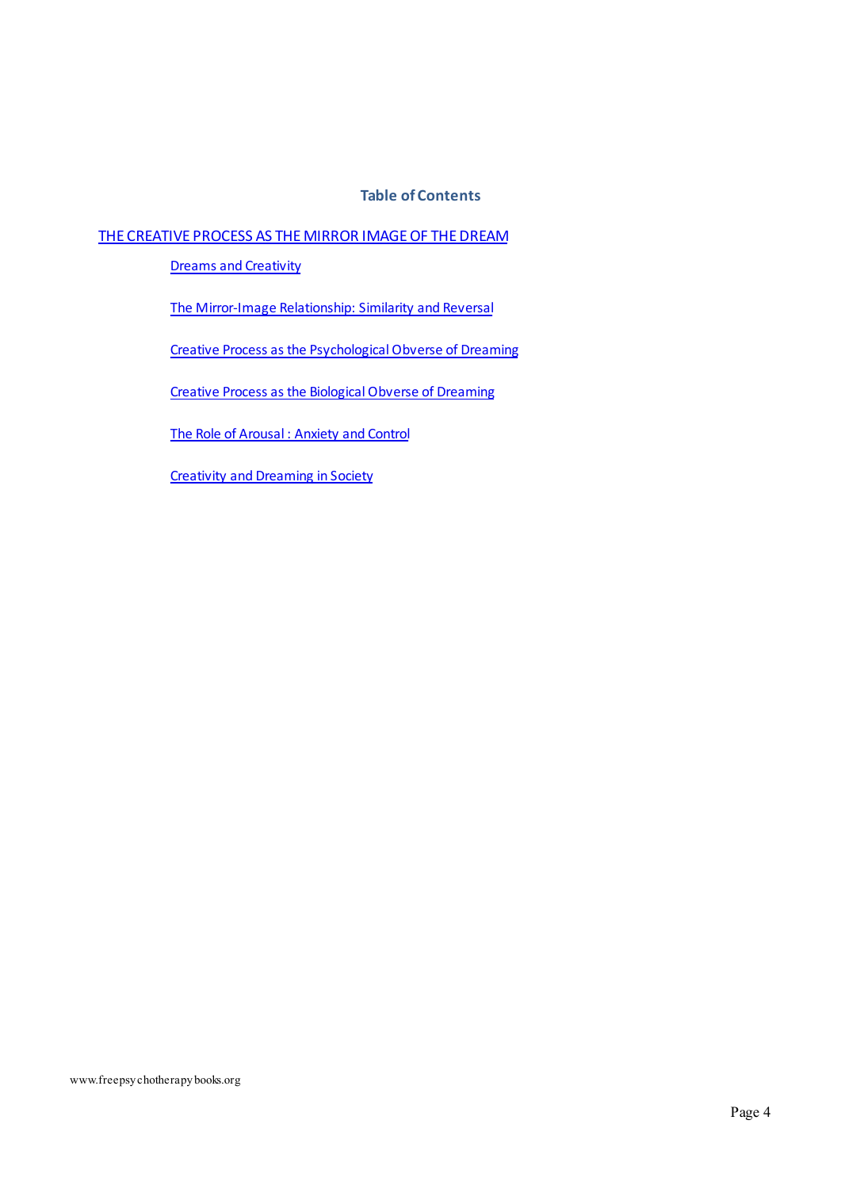## Table of Contents

[THE CREATIVE PROCESS AS THE MIRROR IMAGE OF THE DREAM]

- [Dreams and Creativity]
- [The Mirror-Image Relationship: Similarity and Reversal]
- [Creative Process as the Psychological Obverse of Dreaming]
- [Creative Process as the Biological Obverse of Dreaming]
- [The Role of Arousal : Anxiety and Control]
- [Creativity and Dreaming in Society]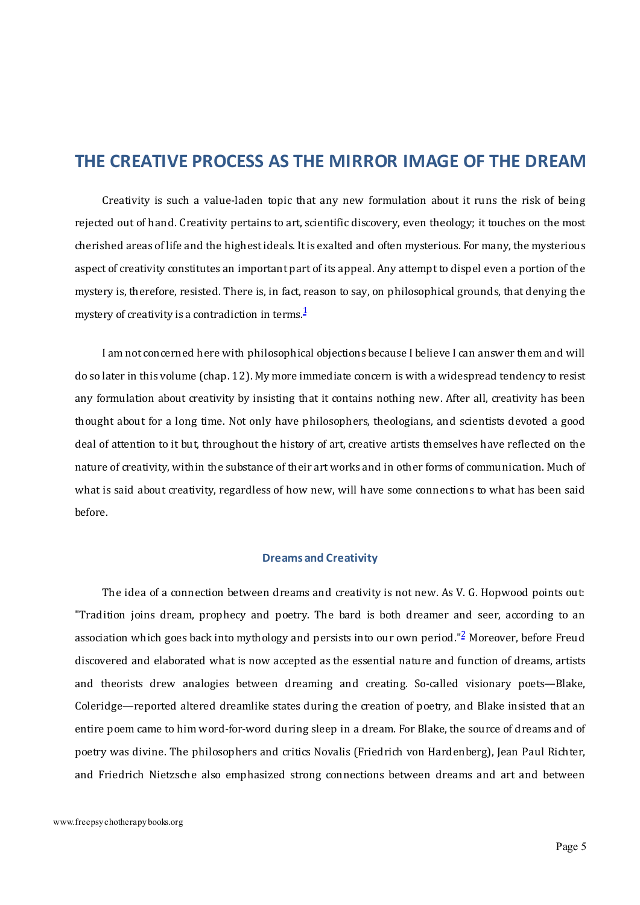# THE CREATIVE PROCESS AS THE MIRROR IMAGE OF THE DREAM

Creativity is such a value-laden topic that any new formulation about it runs the risk of being rejected out of hand. Creativity pertains to art, scientific discovery, even theology; it touches on the most cherished areas of life and the highest ideals. It is exalted and often mysterious. For many, the mysterious aspect of creativity constitutes an important part of its appeal. Any attempt to dispel even a portion of the mystery is, therefore, resisted. There is, in fact, reason to say, on philosophical grounds, that denying the mystery of creativity is a contradiction in terms.[1]

I am not concerned here with philosophical objections because I believe I can answer them and will do so later in this volume (chap. 12). My more immediate concern is with a widespread tendency to resist any formulation about creativity by insisting that it contains nothing new. After all, creativity has been thought about for a long time. Not only have philosophers, theologians, and scientists devoted a good deal of attention to it but, throughout the history of art, creative artists themselves have reflected on the nature of creativity, within the substance of their art works and in other forms of communication. Much of what is said about creativity, regardless of how new, will have some connections to what has been said before.

## Dreams and Creativity

The idea of a connection between dreams and creativity is not new. As V. G. Hopwood points out: "Tradition joins dream, prophecy and poetry. The bard is both dreamer and seer, according to an association which goes back into mythology and persists into our own period."[2] Moreover, before Freud discovered and elaborated what is now accepted as the essential nature and function of dreams, artists and theorists drew analogies between dreaming and creating. So-called visionary poets—Blake, Coleridge—reported altered dreamlike states during the creation of poetry, and Blake insisted that an entire poem came to him word-for-word during sleep in a dream. For Blake, the source of dreams and of poetry was divine. The philosophers and critics Novalis (Friedrich von Hardenberg), Jean Paul Richter, and Friedrich Nietzsche also emphasized strong connections between dreams and art and between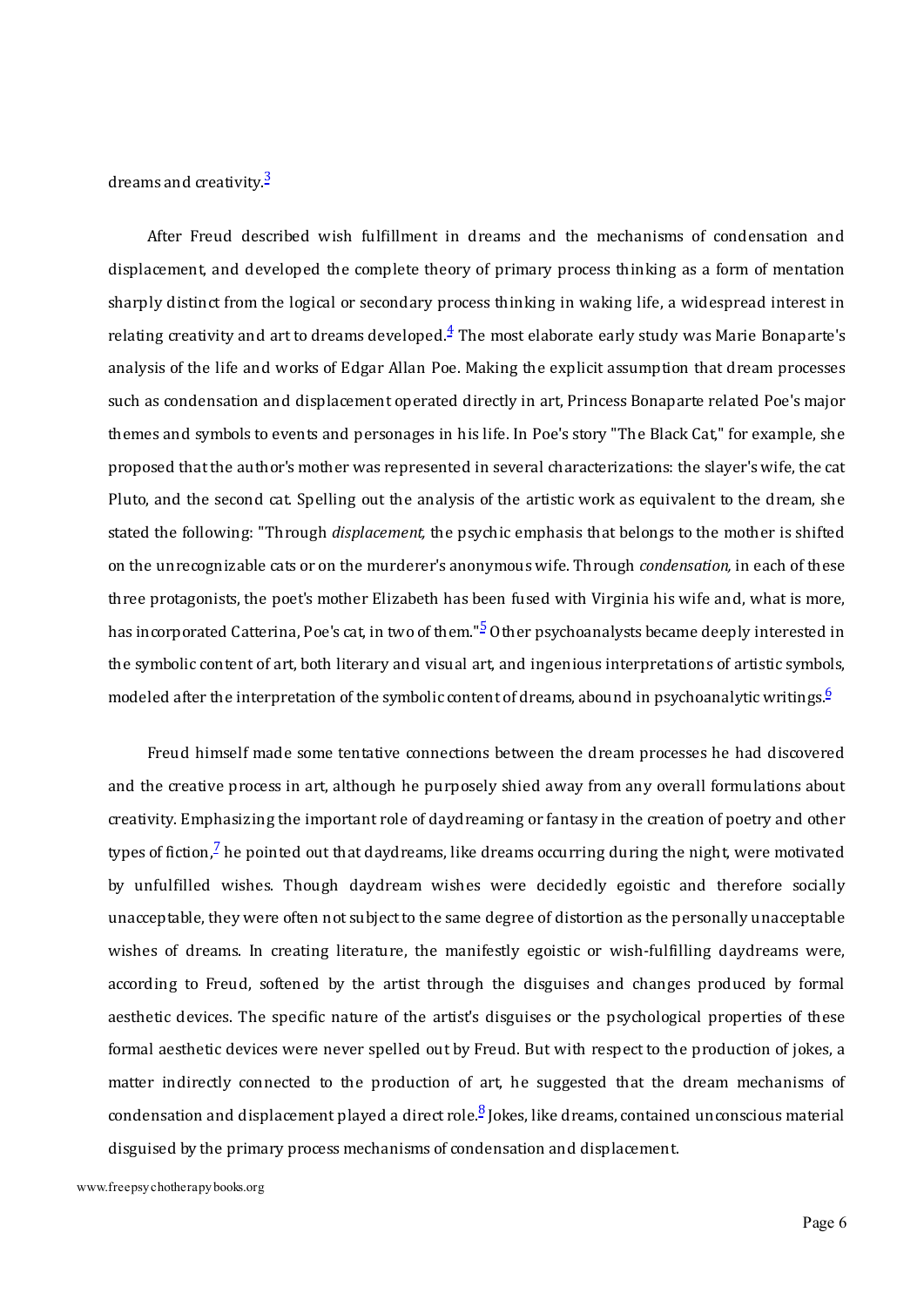dreams and creativity.[3]

After Freud described wish fulfillment in dreams and the mechanisms of condensation and displacement, and developed the complete theory of primary process thinking as a form of mentation sharply distinct from the logical or secondary process thinking in waking life, a widespread interest in relating creativity and art to dreams developed.[4] The most elaborate early study was Marie Bonaparte's analysis of the life and works of Edgar Allan Poe. Making the explicit assumption that dream processes such as condensation and displacement operated directly in art, Princess Bonaparte related Poe's major themes and symbols to events and personages in his life. In Poe's story "The Black Cat," for example, she proposed that the author's mother was represented in several characterizations: the slayer's wife, the cat Pluto, and the second cat. Spelling out the analysis of the artistic work as equivalent to the dream, she stated the following: "Through *displacement,* the psychic emphasis that belongs to the mother is shifted on the unrecognizable cats or on the murderer's anonymous wife. Through *condensation,* in each of these three protagonists, the poet's mother Elizabeth has been fused with Virginia his wife and, what is more, has incorporated Catterina, Poe's cat, in two of them."[5] Other psychoanalysts became deeply interested in the symbolic content of art, both literary and visual art, and ingenious interpretations of artistic symbols, modeled after the interpretation of the symbolic content of dreams, abound in psychoanalytic writings.[6]

Freud himself made some tentative connections between the dream processes he had discovered and the creative process in art, although he purposely shied away from any overall formulations about creativity. Emphasizing the important role of daydreaming or fantasy in the creation of poetry and other types of fiction,[7] he pointed out that daydreams, like dreams occurring during the night, were motivated by unfulfilled wishes. Though daydream wishes were decidedly egoistic and therefore socially unacceptable, they were often not subject to the same degree of distortion as the personally unacceptable wishes of dreams. In creating literature, the manifestly egoistic or wish-fulfilling daydreams were, according to Freud, softened by the artist through the disguises and changes produced by formal aesthetic devices. The specific nature of the artist's disguises or the psychological properties of these formal aesthetic devices were never spelled out by Freud. But with respect to the production of jokes, a matter indirectly connected to the production of art, he suggested that the dream mechanisms of condensation and displacement played a direct role.[8] Jokes, like dreams, contained unconscious material disguised by the primary process mechanisms of condensation and displacement.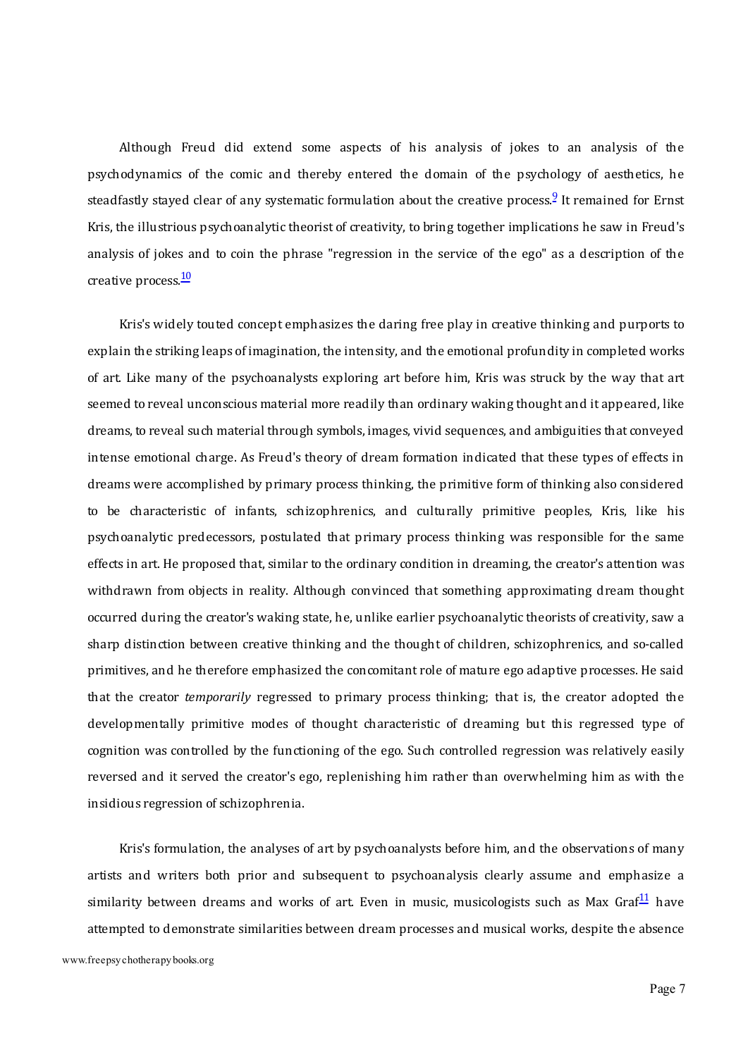Although Freud did extend some aspects of his analysis of jokes to an analysis of the psychodynamics of the comic and thereby entered the domain of the psychology of aesthetics, he steadfastly stayed clear of any systematic formulation about the creative process.[9] It remained for Ernst Kris, the illustrious psychoanalytic theorist of creativity, to bring together implications he saw in Freud's analysis of jokes and to coin the phrase "regression in the service of the ego" as a description of the creative process.[10]

Kris's widely touted concept emphasizes the daring free play in creative thinking and purports to explain the striking leaps of imagination, the intensity, and the emotional profundity in completed works of art. Like many of the psychoanalysts exploring art before him, Kris was struck by the way that art seemed to reveal unconscious material more readily than ordinary waking thought and it appeared, like dreams, to reveal such material through symbols, images, vivid sequences, and ambiguities that conveyed intense emotional charge. As Freud's theory of dream formation indicated that these types of effects in dreams were accomplished by primary process thinking, the primitive form of thinking also considered to be characteristic of infants, schizophrenics, and culturally primitive peoples, Kris, like his psychoanalytic predecessors, postulated that primary process thinking was responsible for the same effects in art. He proposed that, similar to the ordinary condition in dreaming, the creator's attention was withdrawn from objects in reality. Although convinced that something approximating dream thought occurred during the creator's waking state, he, unlike earlier psychoanalytic theorists of creativity, saw a sharp distinction between creative thinking and the thought of children, schizophrenics, and so-called primitives, and he therefore emphasized the concomitant role of mature ego adaptive processes. He said that the creator *temporarily* regressed to primary process thinking; that is, the creator adopted the developmentally primitive modes of thought characteristic of dreaming but this regressed type of cognition was controlled by the functioning of the ego. Such controlled regression was relatively easily reversed and it served the creator's ego, replenishing him rather than overwhelming him as with the insidious regression of schizophrenia.

Kris's formulation, the analyses of art by psychoanalysts before him, and the observations of many artists and writers both prior and subsequent to psychoanalysis clearly assume and emphasize a similarity between dreams and works of art. Even in music, musicologists such as Max Graf[11] have attempted to demonstrate similarities between dream processes and musical works, despite the absence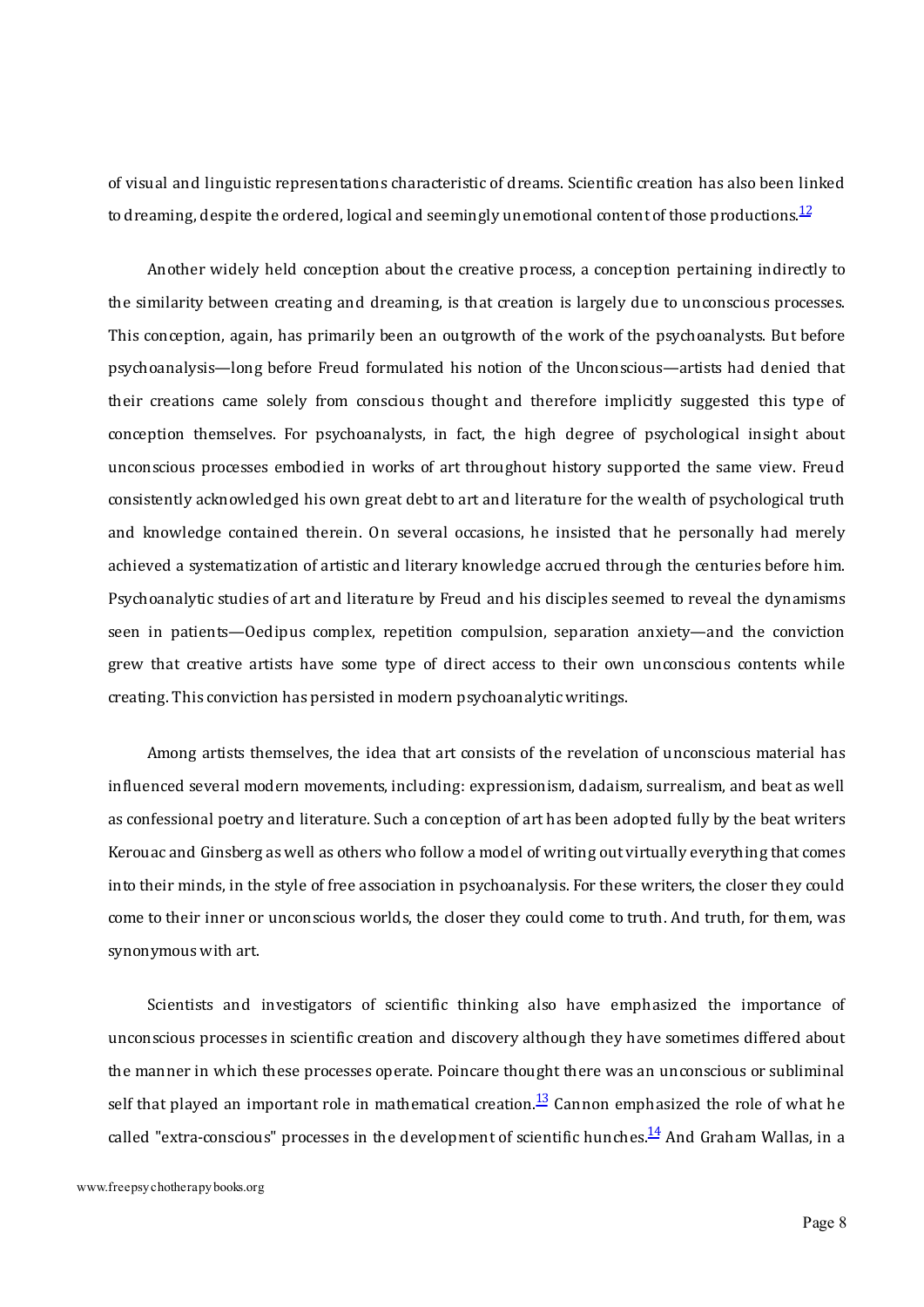of visual and linguistic representations characteristic of dreams. Scientific creation has also been linked to dreaming, despite the ordered, logical and seemingly unemotional content of those productions.[12]

Another widely held conception about the creative process, a conception pertaining indirectly to the similarity between creating and dreaming, is that creation is largely due to unconscious processes. This conception, again, has primarily been an outgrowth of the work of the psychoanalysts. But before psychoanalysis—long before Freud formulated his notion of the Unconscious—artists had denied that their creations came solely from conscious thought and therefore implicitly suggested this type of conception themselves. For psychoanalysts, in fact, the high degree of psychological insight about unconscious processes embodied in works of art throughout history supported the same view. Freud consistently acknowledged his own great debt to art and literature for the wealth of psychological truth and knowledge contained therein. On several occasions, he insisted that he personally had merely achieved a systematization of artistic and literary knowledge accrued through the centuries before him. Psychoanalytic studies of art and literature by Freud and his disciples seemed to reveal the dynamisms seen in patients—Oedipus complex, repetition compulsion, separation anxiety—and the conviction grew that creative artists have some type of direct access to their own unconscious contents while creating. This conviction has persisted in modern psychoanalytic writings.

Among artists themselves, the idea that art consists of the revelation of unconscious material has influenced several modern movements, including: expressionism, dadaism, surrealism, and beat as well as confessional poetry and literature. Such a conception of art has been adopted fully by the beat writers Kerouac and Ginsberg as well as others who follow a model of writing out virtually everything that comes into their minds, in the style of free association in psychoanalysis. For these writers, the closer they could come to their inner or unconscious worlds, the closer they could come to truth. And truth, for them, was synonymous with art.

Scientists and investigators of scientific thinking also have emphasized the importance of unconscious processes in scientific creation and discovery although they have sometimes differed about the manner in which these processes operate. Poincare thought there was an unconscious or subliminal self that played an important role in mathematical creation.[13] Cannon emphasized the role of what he called "extra-conscious" processes in the development of scientific hunches.[14] And Graham Wallas, in a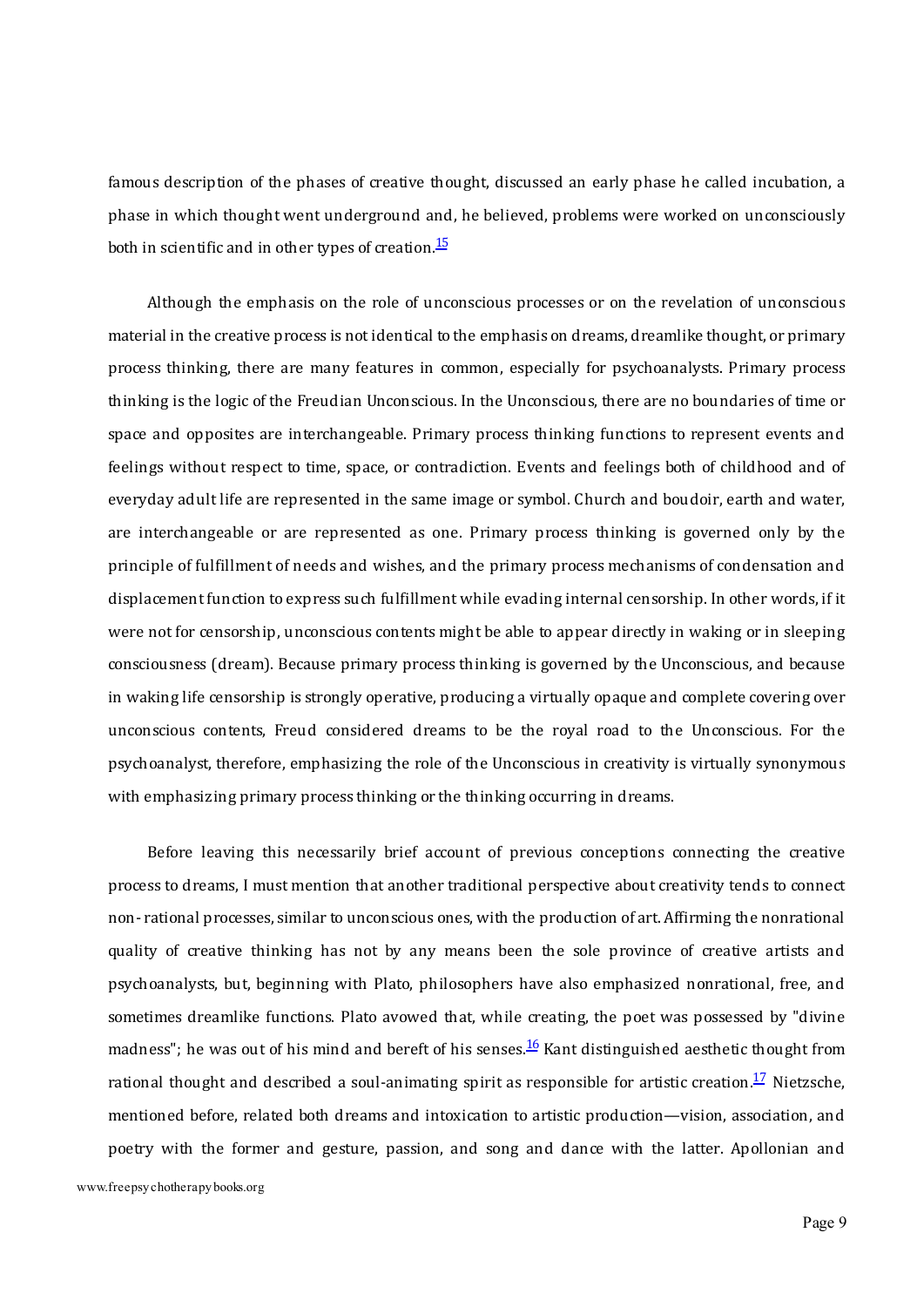famous description of the phases of creative thought, discussed an early phase he called incubation, a phase in which thought went underground and, he believed, problems were worked on unconsciously both in scientific and in other types of creation.[15]

Although the emphasis on the role of unconscious processes or on the revelation of unconscious material in the creative process is not identical to the emphasis on dreams, dreamlike thought, or primary process thinking, there are many features in common, especially for psychoanalysts. Primary process thinking is the logic of the Freudian Unconscious. In the Unconscious, there are no boundaries of time or space and opposites are interchangeable. Primary process thinking functions to represent events and feelings without respect to time, space, or contradiction. Events and feelings both of childhood and of everyday adult life are represented in the same image or symbol. Church and boudoir, earth and water, are interchangeable or are represented as one. Primary process thinking is governed only by the principle of fulfillment of needs and wishes, and the primary process mechanisms of condensation and displacement function to express such fulfillment while evading internal censorship. In other words, if it were not for censorship, unconscious contents might be able to appear directly in waking or in sleeping consciousness (dream). Because primary process thinking is governed by the Unconscious, and because in waking life censorship is strongly operative, producing a virtually opaque and complete covering over unconscious contents, Freud considered dreams to be the royal road to the Unconscious. For the psychoanalyst, therefore, emphasizing the role of the Unconscious in creativity is virtually synonymous with emphasizing primary process thinking or the thinking occurring in dreams.

Before leaving this necessarily brief account of previous conceptions connecting the creative process to dreams, I must mention that another traditional perspective about creativity tends to connect non- rational processes, similar to unconscious ones, with the production of art. Affirming the nonrational quality of creative thinking has not by any means been the sole province of creative artists and psychoanalysts, but, beginning with Plato, philosophers have also emphasized nonrational, free, and sometimes dreamlike functions. Plato avowed that, while creating, the poet was possessed by "divine madness"; he was out of his mind and bereft of his senses.[16] Kant distinguished aesthetic thought from rational thought and described a soul-animating spirit as responsible for artistic creation.[17] Nietzsche, mentioned before, related both dreams and intoxication to artistic production—vision, association, and poetry with the former and gesture, passion, and song and dance with the latter. Apollonian and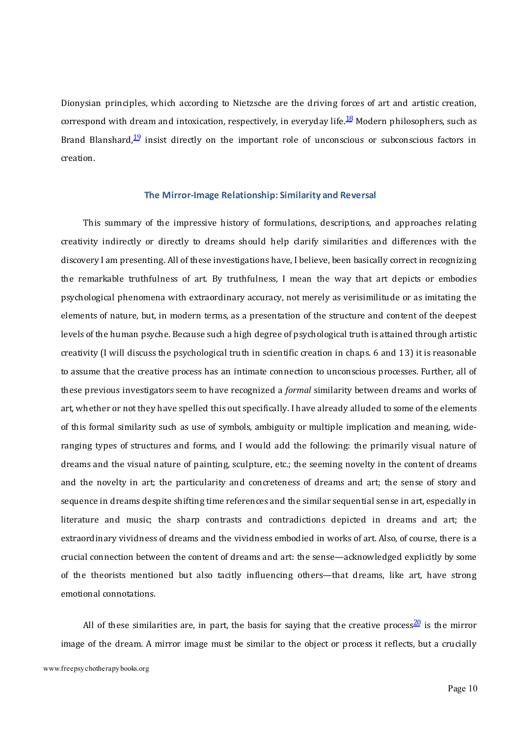Dionysian principles, which according to Nietzsche are the driving forces of art and artistic creation, correspond with dream and intoxication, respectively, in everyday life.[18] Modern philosophers, such as Brand Blanshard,[19] insist directly on the important role of unconscious or subconscious factors in creation.

### The Mirror-Image Relationship: Similarity and Reversal

This summary of the impressive history of formulations, descriptions, and approaches relating creativity indirectly or directly to dreams should help clarify similarities and differences with the discovery I am presenting. All of these investigations have, I believe, been basically correct in recognizing the remarkable truthfulness of art. By truthfulness, I mean the way that art depicts or embodies psychological phenomena with extraordinary accuracy, not merely as verisimilitude or as imitating the elements of nature, but, in modern terms, as a presentation of the structure and content of the deepest levels of the human psyche. Because such a high degree of psychological truth is attained through artistic creativity (I will discuss the psychological truth in scientific creation in chaps. 6 and 13) it is reasonable to assume that the creative process has an intimate connection to unconscious processes. Further, all of these previous investigators seem to have recognized a *formal* similarity between dreams and works of art, whether or not they have spelled this out specifically. I have already alluded to some of the elements of this formal similarity such as use of symbols, ambiguity or multiple implication and meaning, wide-ranging types of structures and forms, and I would add the following: the primarily visual nature of dreams and the visual nature of painting, sculpture, etc.; the seeming novelty in the content of dreams and the novelty in art; the particularity and concreteness of dreams and art; the sense of story and sequence in dreams despite shifting time references and the similar sequential sense in art, especially in literature and music; the sharp contrasts and contradictions depicted in dreams and art; the extraordinary vividness of dreams and the vividness embodied in works of art. Also, of course, there is a crucial connection between the content of dreams and art: the sense—acknowledged explicitly by some of the theorists mentioned but also tacitly influencing others—that dreams, like art, have strong emotional connotations.

All of these similarities are, in part, the basis for saying that the creative process[20] is the mirror image of the dream. A mirror image must be similar to the object or process it reflects, but a crucially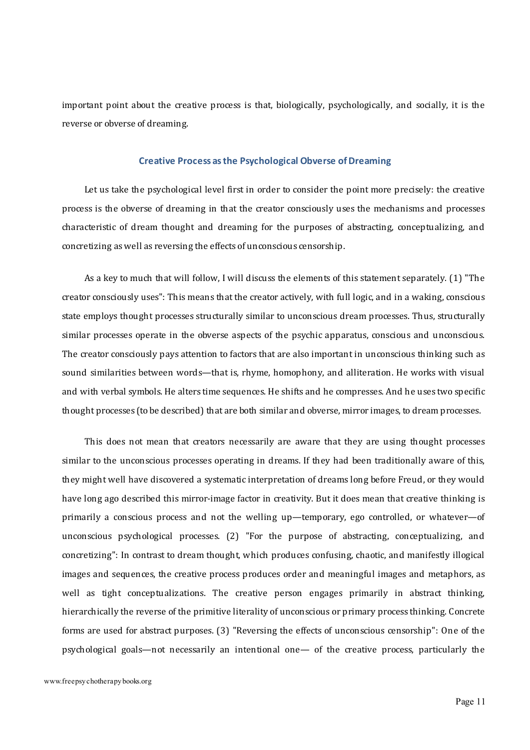important point about the creative process is that, biologically, psychologically, and socially, it is the reverse or obverse of dreaming.

## Creative Process as the Psychological Obverse of Dreaming

Let us take the psychological level first in order to consider the point more precisely: the creative process is the obverse of dreaming in that the creator consciously uses the mechanisms and processes characteristic of dream thought and dreaming for the purposes of abstracting, conceptualizing, and concretizing as well as reversing the effects of unconscious censorship.

As a key to much that will follow, I will discuss the elements of this statement separately. (1) "The creator consciously uses": This means that the creator actively, with full logic, and in a waking, conscious state employs thought processes structurally similar to unconscious dream processes. Thus, structurally similar processes operate in the obverse aspects of the psychic apparatus, conscious and unconscious. The creator consciously pays attention to factors that are also important in unconscious thinking such as sound similarities between words—that is, rhyme, homophony, and alliteration. He works with visual and with verbal symbols. He alters time sequences. He shifts and he compresses. And he uses two specific thought processes (to be described) that are both similar and obverse, mirror images, to dream processes.

This does not mean that creators necessarily are aware that they are using thought processes similar to the unconscious processes operating in dreams. If they had been traditionally aware of this, they might well have discovered a systematic interpretation of dreams long before Freud, or they would have long ago described this mirror-image factor in creativity. But it does mean that creative thinking is primarily a conscious process and not the welling up—temporary, ego controlled, or whatever—of unconscious psychological processes. (2) "For the purpose of abstracting, conceptualizing, and concretizing": In contrast to dream thought, which produces confusing, chaotic, and manifestly illogical images and sequences, the creative process produces order and meaningful images and metaphors, as well as tight conceptualizations. The creative person engages primarily in abstract thinking, hierarchically the reverse of the primitive literality of unconscious or primary process thinking. Concrete forms are used for abstract purposes. (3) "Reversing the effects of unconscious censorship": One of the psychological goals—not necessarily an intentional one— of the creative process, particularly the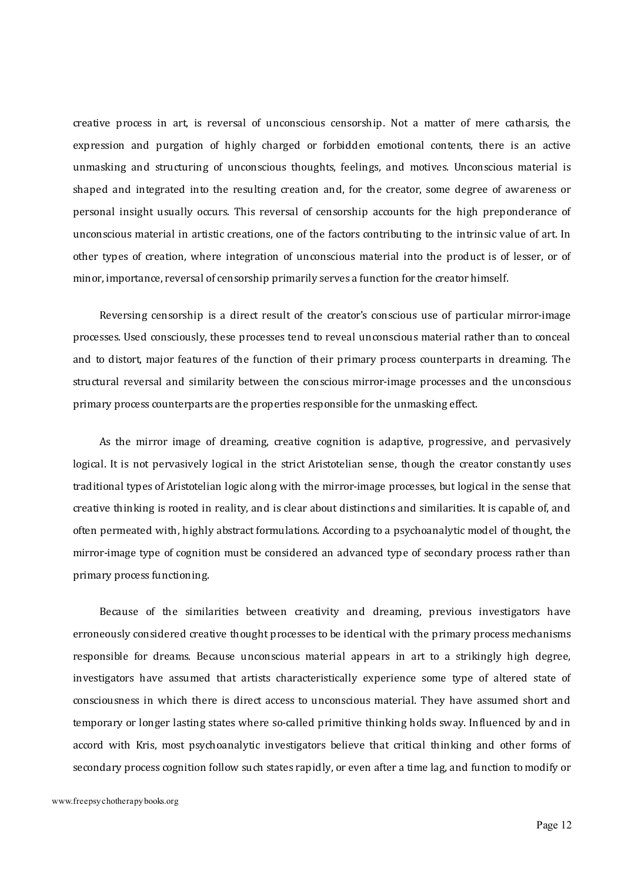creative process in art, is reversal of unconscious censorship. Not a matter of mere catharsis, the expression and purgation of highly charged or forbidden emotional contents, there is an active unmasking and structuring of unconscious thoughts, feelings, and motives. Unconscious material is shaped and integrated into the resulting creation and, for the creator, some degree of awareness or personal insight usually occurs. This reversal of censorship accounts for the high preponderance of unconscious material in artistic creations, one of the factors contributing to the intrinsic value of art. In other types of creation, where integration of unconscious material into the product is of lesser, or of minor, importance, reversal of censorship primarily serves a function for the creator himself.

Reversing censorship is a direct result of the creator's conscious use of particular mirror-image processes. Used consciously, these processes tend to reveal unconscious material rather than to conceal and to distort, major features of the function of their primary process counterparts in dreaming. The structural reversal and similarity between the conscious mirror-image processes and the unconscious primary process counterparts are the properties responsible for the unmasking effect.

As the mirror image of dreaming, creative cognition is adaptive, progressive, and pervasively logical. It is not pervasively logical in the strict Aristotelian sense, though the creator constantly uses traditional types of Aristotelian logic along with the mirror-image processes, but logical in the sense that creative thinking is rooted in reality, and is clear about distinctions and similarities. It is capable of, and often permeated with, highly abstract formulations. According to a psychoanalytic model of thought, the mirror-image type of cognition must be considered an advanced type of secondary process rather than primary process functioning.

Because of the similarities between creativity and dreaming, previous investigators have erroneously considered creative thought processes to be identical with the primary process mechanisms responsible for dreams. Because unconscious material appears in art to a strikingly high degree, investigators have assumed that artists characteristically experience some type of altered state of consciousness in which there is direct access to unconscious material. They have assumed short and temporary or longer lasting states where so-called primitive thinking holds sway. Influenced by and in accord with Kris, most psychoanalytic investigators believe that critical thinking and other forms of secondary process cognition follow such states rapidly, or even after a time lag, and function to modify or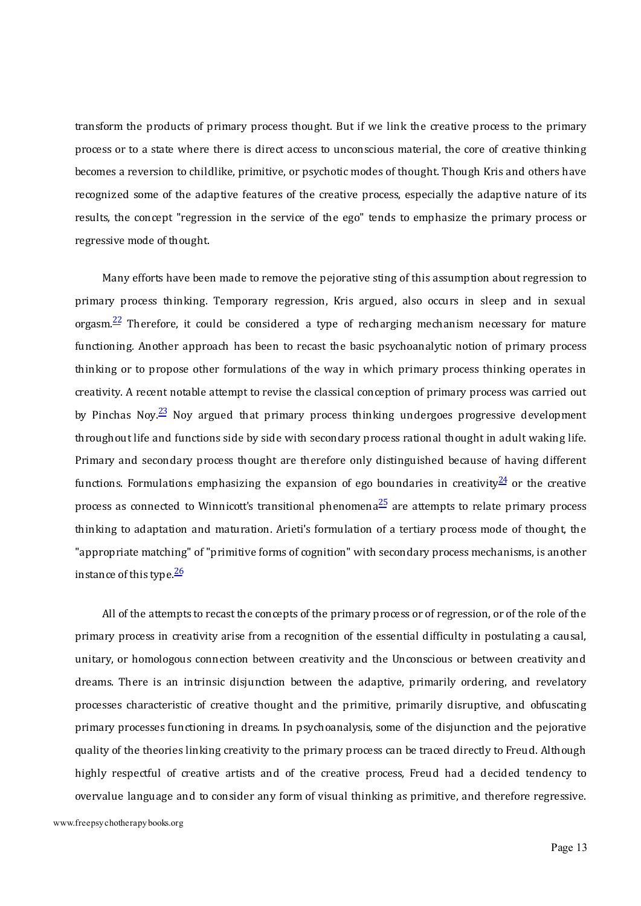transform the products of primary process thought. But if we link the creative process to the primary process or to a state where there is direct access to unconscious material, the core of creative thinking becomes a reversion to childlike, primitive, or psychotic modes of thought. Though Kris and others have recognized some of the adaptive features of the creative process, especially the adaptive nature of its results, the concept "regression in the service of the ego" tends to emphasize the primary process or regressive mode of thought.

Many efforts have been made to remove the pejorative sting of this assumption about regression to primary process thinking. Temporary regression, Kris argued, also occurs in sleep and in sexual orgasm.[22] Therefore, it could be considered a type of recharging mechanism necessary for mature functioning. Another approach has been to recast the basic psychoanalytic notion of primary process thinking or to propose other formulations of the way in which primary process thinking operates in creativity. A recent notable attempt to revise the classical conception of primary process was carried out by Pinchas Noy.[23] Noy argued that primary process thinking undergoes progressive development throughout life and functions side by side with secondary process rational thought in adult waking life. Primary and secondary process thought are therefore only distinguished because of having different functions. Formulations emphasizing the expansion of ego boundaries in creativity[24] or the creative process as connected to Winnicott's transitional phenomena[25] are attempts to relate primary process thinking to adaptation and maturation. Arieti's formulation of a tertiary process mode of thought, the "appropriate matching" of "primitive forms of cognition" with secondary process mechanisms, is another instance of this type.[26]

All of the attempts to recast the concepts of the primary process or of regression, or of the role of the primary process in creativity arise from a recognition of the essential difficulty in postulating a causal, unitary, or homologous connection between creativity and the Unconscious or between creativity and dreams. There is an intrinsic disjunction between the adaptive, primarily ordering, and revelatory processes characteristic of creative thought and the primitive, primarily disruptive, and obfuscating primary processes functioning in dreams. In psychoanalysis, some of the disjunction and the pejorative quality of the theories linking creativity to the primary process can be traced directly to Freud. Although highly respectful of creative artists and of the creative process, Freud had a decided tendency to overvalue language and to consider any form of visual thinking as primitive, and therefore regressive.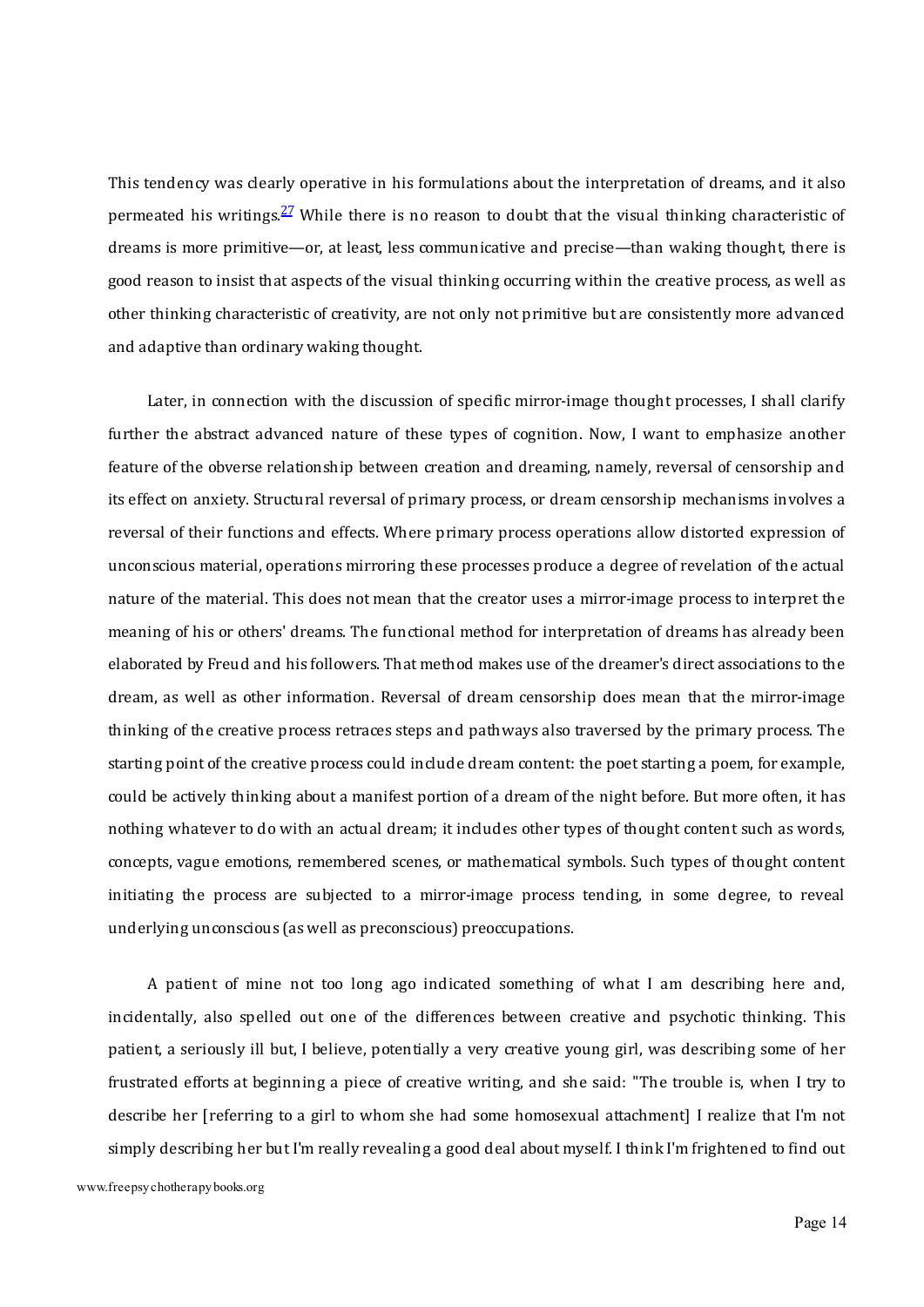This tendency was clearly operative in his formulations about the interpretation of dreams, and it also permeated his writings.[27] While there is no reason to doubt that the visual thinking characteristic of dreams is more primitive—or, at least, less communicative and precise—than waking thought, there is good reason to insist that aspects of the visual thinking occurring within the creative process, as well as other thinking characteristic of creativity, are not only not primitive but are consistently more advanced and adaptive than ordinary waking thought.

Later, in connection with the discussion of specific mirror-image thought processes, I shall clarify further the abstract advanced nature of these types of cognition. Now, I want to emphasize another feature of the obverse relationship between creation and dreaming, namely, reversal of censorship and its effect on anxiety. Structural reversal of primary process, or dream censorship mechanisms involves a reversal of their functions and effects. Where primary process operations allow distorted expression of unconscious material, operations mirroring these processes produce a degree of revelation of the actual nature of the material. This does not mean that the creator uses a mirror-image process to interpret the meaning of his or others' dreams. The functional method for interpretation of dreams has already been elaborated by Freud and his followers. That method makes use of the dreamer's direct associations to the dream, as well as other information. Reversal of dream censorship does mean that the mirror-image thinking of the creative process retraces steps and pathways also traversed by the primary process. The starting point of the creative process could include dream content: the poet starting a poem, for example, could be actively thinking about a manifest portion of a dream of the night before. But more often, it has nothing whatever to do with an actual dream; it includes other types of thought content such as words, concepts, vague emotions, remembered scenes, or mathematical symbols. Such types of thought content initiating the process are subjected to a mirror-image process tending, in some degree, to reveal underlying unconscious (as well as preconscious) preoccupations.

A patient of mine not too long ago indicated something of what I am describing here and, incidentally, also spelled out one of the differences between creative and psychotic thinking. This patient, a seriously ill but, I believe, potentially a very creative young girl, was describing some of her frustrated efforts at beginning a piece of creative writing, and she said: "The trouble is, when I try to describe her [referring to a girl to whom she had some homosexual attachment] I realize that I'm not simply describing her but I'm really revealing a good deal about myself. I think I'm frightened to find out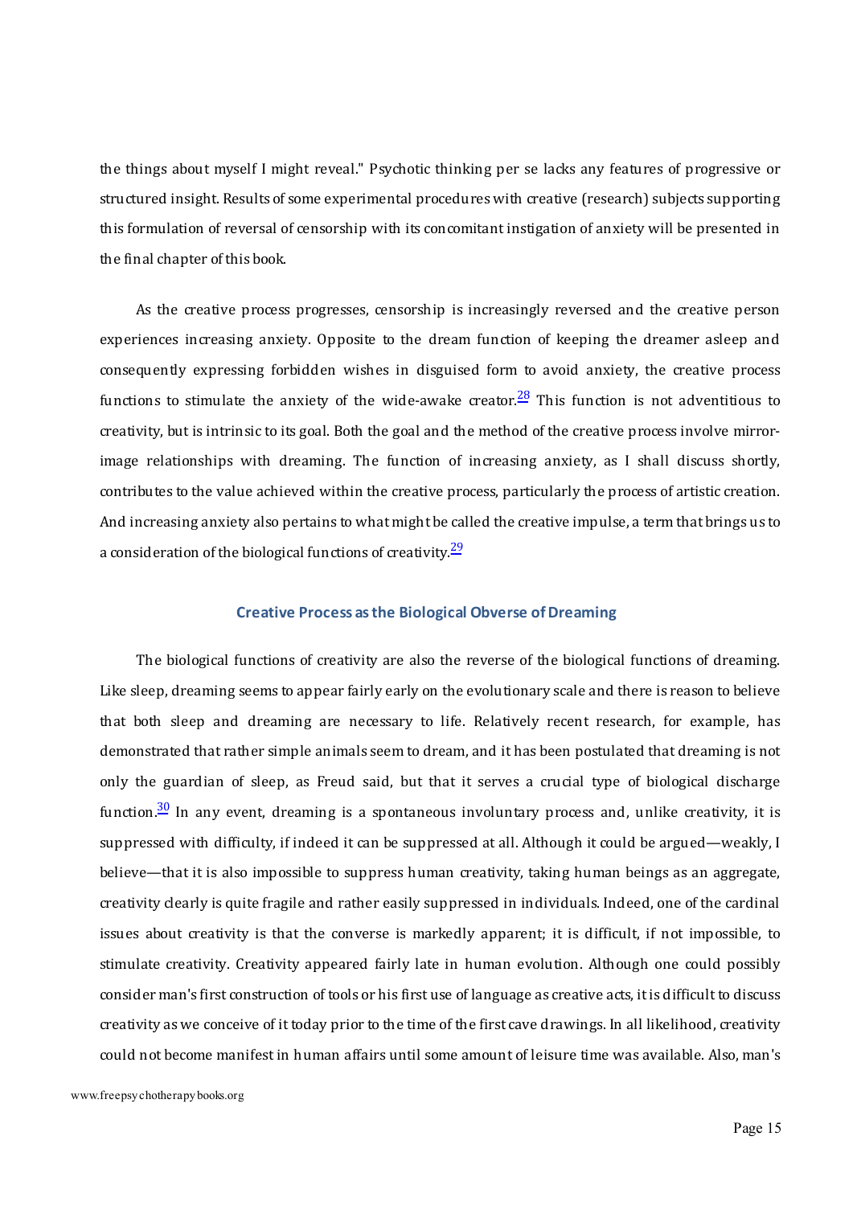the things about myself I might reveal." Psychotic thinking per se lacks any features of progressive or structured insight. Results of some experimental procedures with creative (research) subjects supporting this formulation of reversal of censorship with its concomitant instigation of anxiety will be presented in the final chapter of this book.

As the creative process progresses, censorship is increasingly reversed and the creative person experiences increasing anxiety. Opposite to the dream function of keeping the dreamer asleep and consequently expressing forbidden wishes in disguised form to avoid anxiety, the creative process functions to stimulate the anxiety of the wide-awake creator.[28] This function is not adventitious to creativity, but is intrinsic to its goal. Both the goal and the method of the creative process involve mirror-image relationships with dreaming. The function of increasing anxiety, as I shall discuss shortly, contributes to the value achieved within the creative process, particularly the process of artistic creation. And increasing anxiety also pertains to what might be called the creative impulse, a term that brings us to a consideration of the biological functions of creativity.[29]

### Creative Process as the Biological Obverse of Dreaming

The biological functions of creativity are also the reverse of the biological functions of dreaming. Like sleep, dreaming seems to appear fairly early on the evolutionary scale and there is reason to believe that both sleep and dreaming are necessary to life. Relatively recent research, for example, has demonstrated that rather simple animals seem to dream, and it has been postulated that dreaming is not only the guardian of sleep, as Freud said, but that it serves a crucial type of biological discharge function.[30] In any event, dreaming is a spontaneous involuntary process and, unlike creativity, it is suppressed with difficulty, if indeed it can be suppressed at all. Although it could be argued—weakly, I believe—that it is also impossible to suppress human creativity, taking human beings as an aggregate, creativity clearly is quite fragile and rather easily suppressed in individuals. Indeed, one of the cardinal issues about creativity is that the converse is markedly apparent; it is difficult, if not impossible, to stimulate creativity. Creativity appeared fairly late in human evolution. Although one could possibly consider man's first construction of tools or his first use of language as creative acts, it is difficult to discuss creativity as we conceive of it today prior to the time of the first cave drawings. In all likelihood, creativity could not become manifest in human affairs until some amount of leisure time was available. Also, man's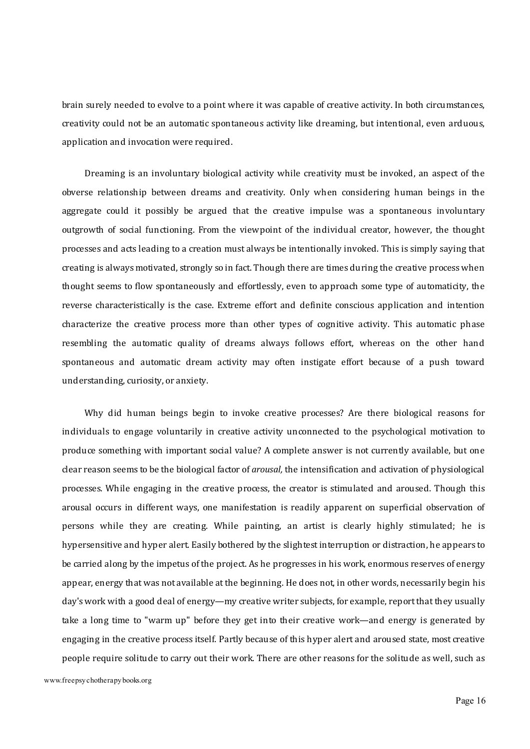brain surely needed to evolve to a point where it was capable of creative activity. In both circumstances, creativity could not be an automatic spontaneous activity like dreaming, but intentional, even arduous, application and invocation were required.

Dreaming is an involuntary biological activity while creativity must be invoked, an aspect of the obverse relationship between dreams and creativity. Only when considering human beings in the aggregate could it possibly be argued that the creative impulse was a spontaneous involuntary outgrowth of social functioning. From the viewpoint of the individual creator, however, the thought processes and acts leading to a creation must always be intentionally invoked. This is simply saying that creating is always motivated, strongly so in fact. Though there are times during the creative process when thought seems to flow spontaneously and effortlessly, even to approach some type of automaticity, the reverse characteristically is the case. Extreme effort and definite conscious application and intention characterize the creative process more than other types of cognitive activity. This automatic phase resembling the automatic quality of dreams always follows effort, whereas on the other hand spontaneous and automatic dream activity may often instigate effort because of a push toward understanding, curiosity, or anxiety.

Why did human beings begin to invoke creative processes? Are there biological reasons for individuals to engage voluntarily in creative activity unconnected to the psychological motivation to produce something with important social value? A complete answer is not currently available, but one clear reason seems to be the biological factor of *arousal,* the intensification and activation of physiological processes. While engaging in the creative process, the creator is stimulated and aroused. Though this arousal occurs in different ways, one manifestation is readily apparent on superficial observation of persons while they are creating. While painting, an artist is clearly highly stimulated; he is hypersensitive and hyper alert. Easily bothered by the slightest interruption or distraction, he appears to be carried along by the impetus of the project. As he progresses in his work, enormous reserves of energy appear, energy that was not available at the beginning. He does not, in other words, necessarily begin his day's work with a good deal of energy—my creative writer subjects, for example, report that they usually take a long time to "warm up" before they get into their creative work—and energy is generated by engaging in the creative process itself. Partly because of this hyper alert and aroused state, most creative people require solitude to carry out their work. There are other reasons for the solitude as well, such as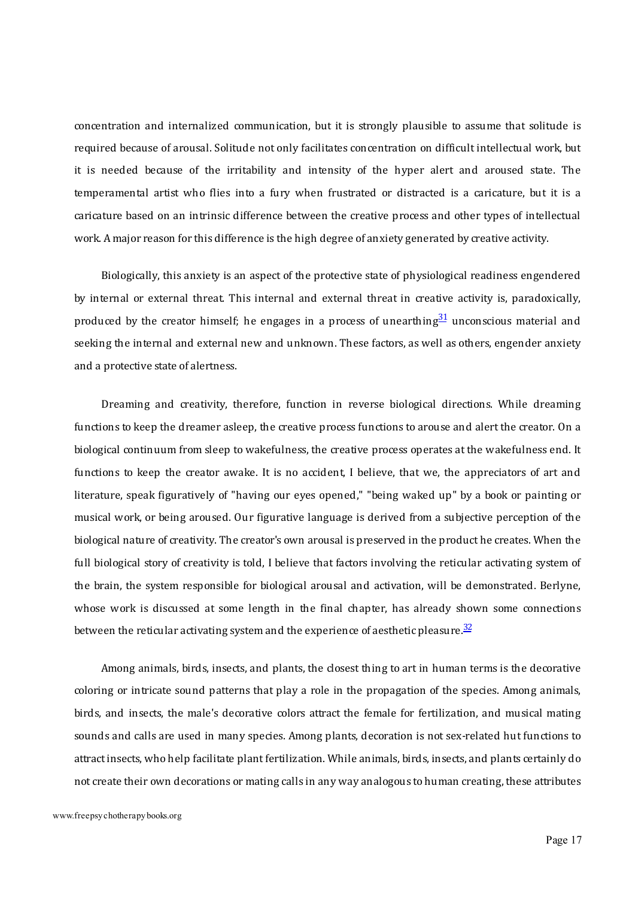concentration and internalized communication, but it is strongly plausible to assume that solitude is required because of arousal. Solitude not only facilitates concentration on difficult intellectual work, but it is needed because of the irritability and intensity of the hyper alert and aroused state. The temperamental artist who flies into a fury when frustrated or distracted is a caricature, but it is a caricature based on an intrinsic difference between the creative process and other types of intellectual work. A major reason for this difference is the high degree of anxiety generated by creative activity.

Biologically, this anxiety is an aspect of the protective state of physiological readiness engendered by internal or external threat. This internal and external threat in creative activity is, paradoxically, produced by the creator himself; he engages in a process of unearthing[31] unconscious material and seeking the internal and external new and unknown. These factors, as well as others, engender anxiety and a protective state of alertness.

Dreaming and creativity, therefore, function in reverse biological directions. While dreaming functions to keep the dreamer asleep, the creative process functions to arouse and alert the creator. On a biological continuum from sleep to wakefulness, the creative process operates at the wakefulness end. It functions to keep the creator awake. It is no accident, I believe, that we, the appreciators of art and literature, speak figuratively of "having our eyes opened," "being waked up" by a book or painting or musical work, or being aroused. Our figurative language is derived from a subjective perception of the biological nature of creativity. The creator's own arousal is preserved in the product he creates. When the full biological story of creativity is told, I believe that factors involving the reticular activating system of the brain, the system responsible for biological arousal and activation, will be demonstrated. Berlyne, whose work is discussed at some length in the final chapter, has already shown some connections between the reticular activating system and the experience of aesthetic pleasure.[32]

Among animals, birds, insects, and plants, the closest thing to art in human terms is the decorative coloring or intricate sound patterns that play a role in the propagation of the species. Among animals, birds, and insects, the male's decorative colors attract the female for fertilization, and musical mating sounds and calls are used in many species. Among plants, decoration is not sex-related hut functions to attract insects, who help facilitate plant fertilization. While animals, birds, insects, and plants certainly do not create their own decorations or mating calls in any way analogous to human creating, these attributes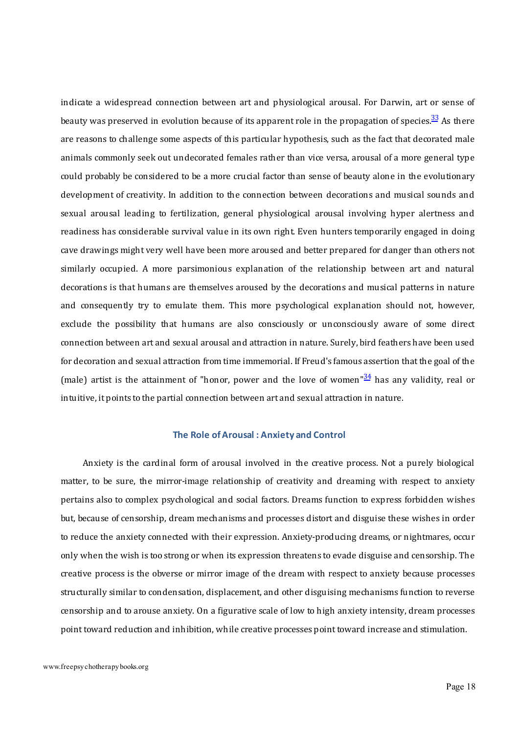indicate a widespread connection between art and physiological arousal. For Darwin, art or sense of beauty was preserved in evolution because of its apparent role in the propagation of species.[33] As there are reasons to challenge some aspects of this particular hypothesis, such as the fact that decorated male animals commonly seek out undecorated females rather than vice versa, arousal of a more general type could probably be considered to be a more crucial factor than sense of beauty alone in the evolutionary development of creativity. In addition to the connection between decorations and musical sounds and sexual arousal leading to fertilization, general physiological arousal involving hyper alertness and readiness has considerable survival value in its own right. Even hunters temporarily engaged in doing cave drawings might very well have been more aroused and better prepared for danger than others not similarly occupied. A more parsimonious explanation of the relationship between art and natural decorations is that humans are themselves aroused by the decorations and musical patterns in nature and consequently try to emulate them. This more psychological explanation should not, however, exclude the possibility that humans are also consciously or unconsciously aware of some direct connection between art and sexual arousal and attraction in nature. Surely, bird feathers have been used for decoration and sexual attraction from time immemorial. If Freud's famous assertion that the goal of the (male) artist is the attainment of "honor, power and the love of women"[34] has any validity, real or intuitive, it points to the partial connection between art and sexual attraction in nature.

### The Role of Arousal : Anxiety and Control

Anxiety is the cardinal form of arousal involved in the creative process. Not a purely biological matter, to be sure, the mirror-image relationship of creativity and dreaming with respect to anxiety pertains also to complex psychological and social factors. Dreams function to express forbidden wishes but, because of censorship, dream mechanisms and processes distort and disguise these wishes in order to reduce the anxiety connected with their expression. Anxiety-producing dreams, or nightmares, occur only when the wish is too strong or when its expression threatens to evade disguise and censorship. The creative process is the obverse or mirror image of the dream with respect to anxiety because processes structurally similar to condensation, displacement, and other disguising mechanisms function to reverse censorship and to arouse anxiety. On a figurative scale of low to high anxiety intensity, dream processes point toward reduction and inhibition, while creative processes point toward increase and stimulation.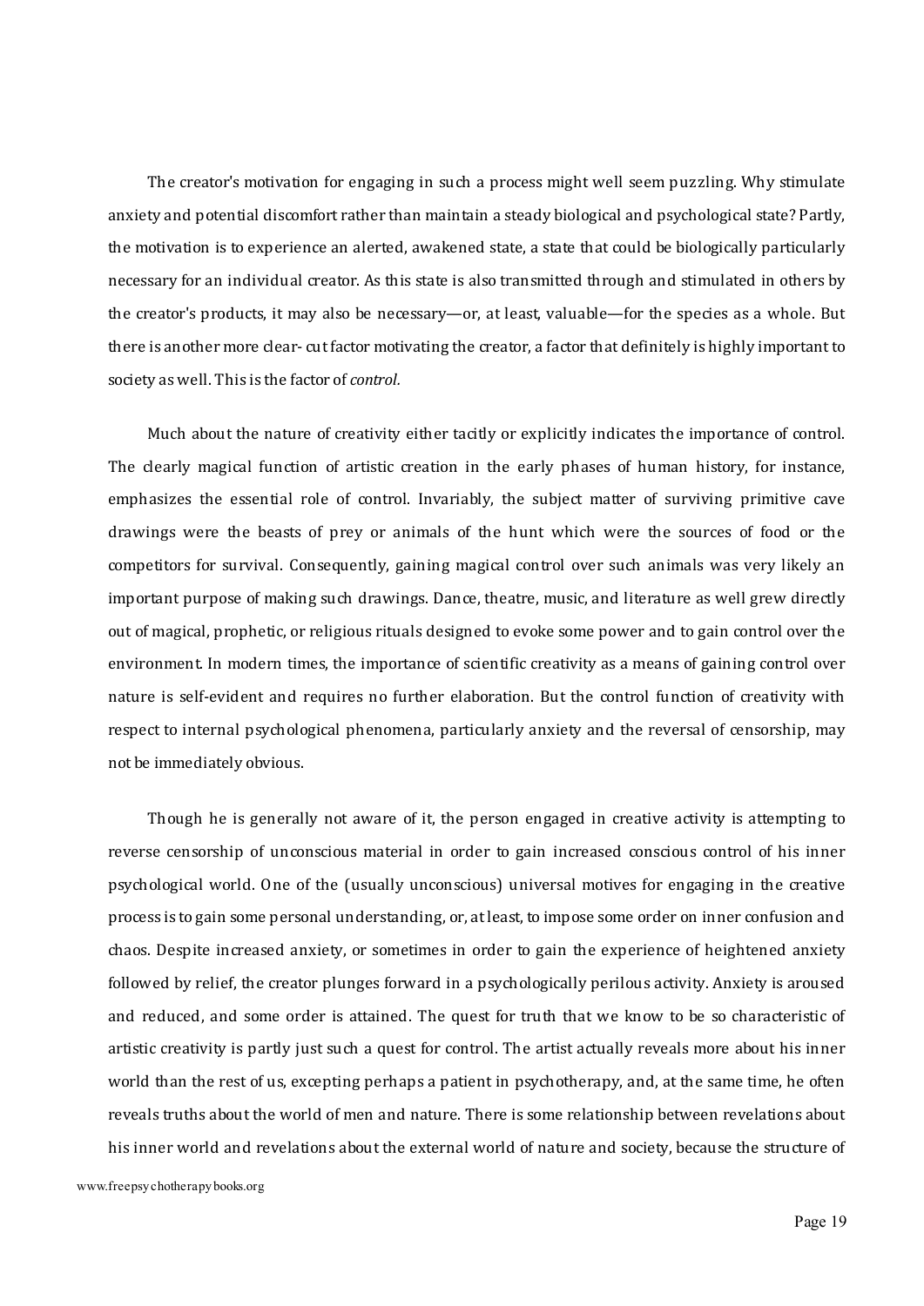The creator's motivation for engaging in such a process might well seem puzzling. Why stimulate anxiety and potential discomfort rather than maintain a steady biological and psychological state? Partly, the motivation is to experience an alerted, awakened state, a state that could be biologically particularly necessary for an individual creator. As this state is also transmitted through and stimulated in others by the creator's products, it may also be necessary—or, at least, valuable—for the species as a whole. But there is another more clear- cut factor motivating the creator, a factor that definitely is highly important to society as well. This is the factor of *control.*

Much about the nature of creativity either tacitly or explicitly indicates the importance of control. The clearly magical function of artistic creation in the early phases of human history, for instance, emphasizes the essential role of control. Invariably, the subject matter of surviving primitive cave drawings were the beasts of prey or animals of the hunt which were the sources of food or the competitors for survival. Consequently, gaining magical control over such animals was very likely an important purpose of making such drawings. Dance, theatre, music, and literature as well grew directly out of magical, prophetic, or religious rituals designed to evoke some power and to gain control over the environment. In modern times, the importance of scientific creativity as a means of gaining control over nature is self-evident and requires no further elaboration. But the control function of creativity with respect to internal psychological phenomena, particularly anxiety and the reversal of censorship, may not be immediately obvious.

Though he is generally not aware of it, the person engaged in creative activity is attempting to reverse censorship of unconscious material in order to gain increased conscious control of his inner psychological world. One of the (usually unconscious) universal motives for engaging in the creative process is to gain some personal understanding, or, at least, to impose some order on inner confusion and chaos. Despite increased anxiety, or sometimes in order to gain the experience of heightened anxiety followed by relief, the creator plunges forward in a psychologically perilous activity. Anxiety is aroused and reduced, and some order is attained. The quest for truth that we know to be so characteristic of artistic creativity is partly just such a quest for control. The artist actually reveals more about his inner world than the rest of us, excepting perhaps a patient in psychotherapy, and, at the same time, he often reveals truths about the world of men and nature. There is some relationship between revelations about his inner world and revelations about the external world of nature and society, because the structure of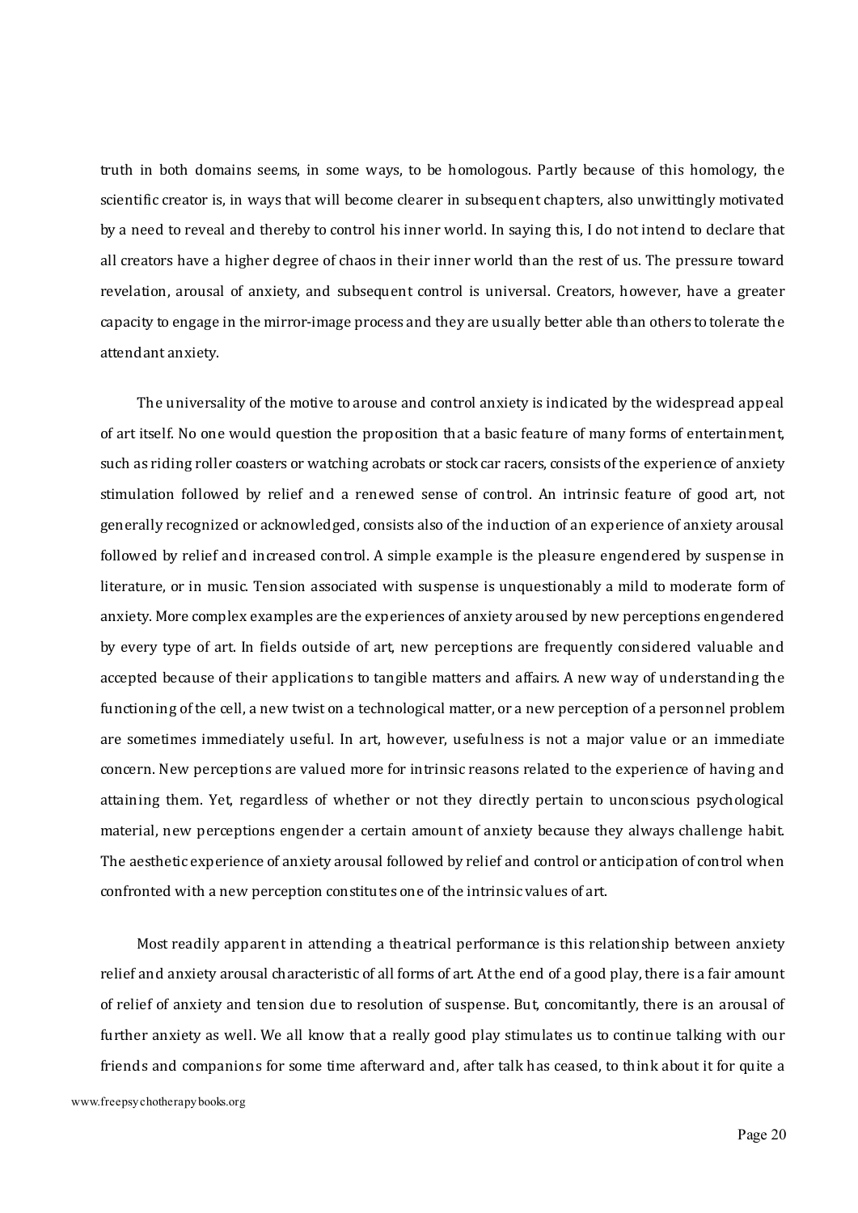truth in both domains seems, in some ways, to be homologous. Partly because of this homology, the scientific creator is, in ways that will become clearer in subsequent chapters, also unwittingly motivated by a need to reveal and thereby to control his inner world. In saying this, I do not intend to declare that all creators have a higher degree of chaos in their inner world than the rest of us. The pressure toward revelation, arousal of anxiety, and subsequent control is universal. Creators, however, have a greater capacity to engage in the mirror-image process and they are usually better able than others to tolerate the attendant anxiety.

The universality of the motive to arouse and control anxiety is indicated by the widespread appeal of art itself. No one would question the proposition that a basic feature of many forms of entertainment, such as riding roller coasters or watching acrobats or stock car racers, consists of the experience of anxiety stimulation followed by relief and a renewed sense of control. An intrinsic feature of good art, not generally recognized or acknowledged, consists also of the induction of an experience of anxiety arousal followed by relief and increased control. A simple example is the pleasure engendered by suspense in literature, or in music. Tension associated with suspense is unquestionably a mild to moderate form of anxiety. More complex examples are the experiences of anxiety aroused by new perceptions engendered by every type of art. In fields outside of art, new perceptions are frequently considered valuable and accepted because of their applications to tangible matters and affairs. A new way of understanding the functioning of the cell, a new twist on a technological matter, or a new perception of a personnel problem are sometimes immediately useful. In art, however, usefulness is not a major value or an immediate concern. New perceptions are valued more for intrinsic reasons related to the experience of having and attaining them. Yet, regardless of whether or not they directly pertain to unconscious psychological material, new perceptions engender a certain amount of anxiety because they always challenge habit. The aesthetic experience of anxiety arousal followed by relief and control or anticipation of control when confronted with a new perception constitutes one of the intrinsic values of art.

Most readily apparent in attending a theatrical performance is this relationship between anxiety relief and anxiety arousal characteristic of all forms of art. At the end of a good play, there is a fair amount of relief of anxiety and tension due to resolution of suspense. But, concomitantly, there is an arousal of further anxiety as well. We all know that a really good play stimulates us to continue talking with our friends and companions for some time afterward and, after talk has ceased, to think about it for quite a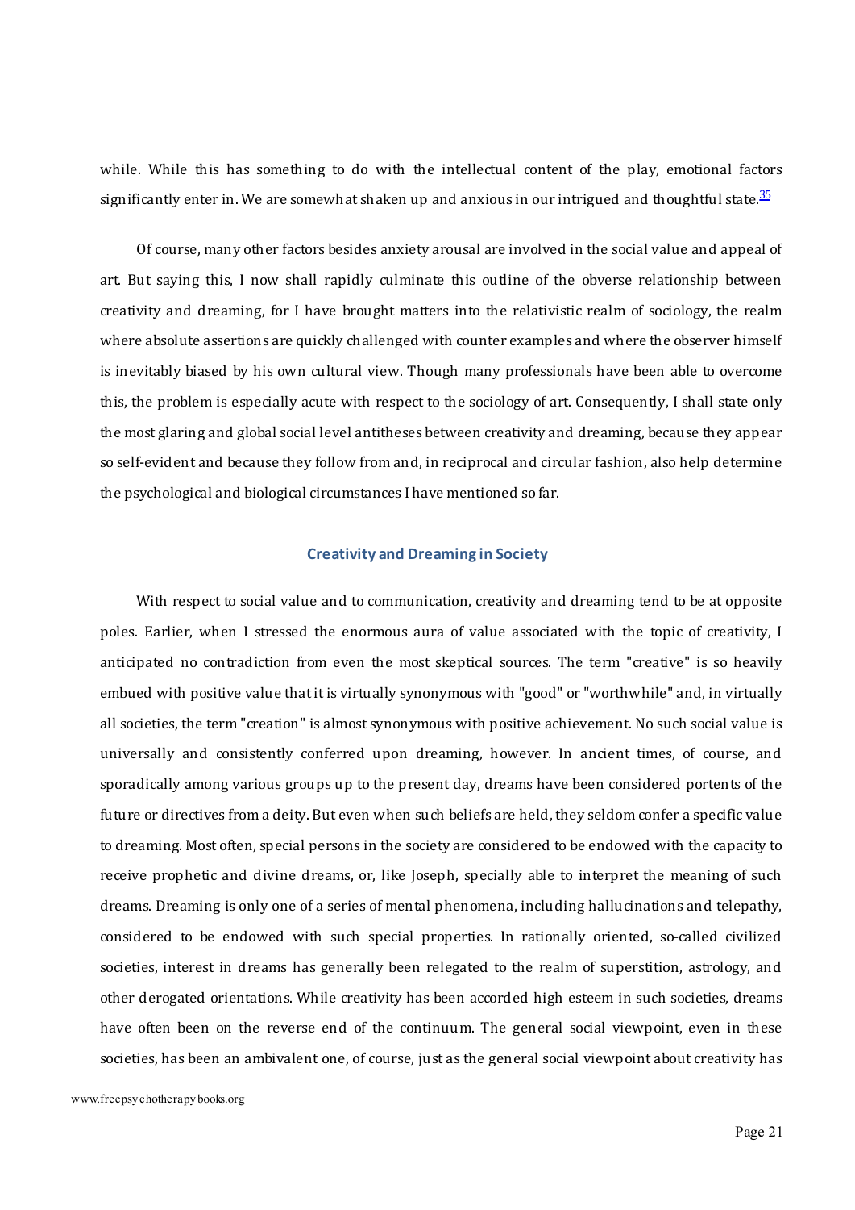while. While this has something to do with the intellectual content of the play, emotional factors significantly enter in. We are somewhat shaken up and anxious in our intrigued and thoughtful state.[35]

Of course, many other factors besides anxiety arousal are involved in the social value and appeal of art. But saying this, I now shall rapidly culminate this outline of the obverse relationship between creativity and dreaming, for I have brought matters into the relativistic realm of sociology, the realm where absolute assertions are quickly challenged with counter examples and where the observer himself is inevitably biased by his own cultural view. Though many professionals have been able to overcome this, the problem is especially acute with respect to the sociology of art. Consequently, I shall state only the most glaring and global social level antitheses between creativity and dreaming, because they appear so self-evident and because they follow from and, in reciprocal and circular fashion, also help determine the psychological and biological circumstances I have mentioned so far.

## Creativity and Dreaming in Society

With respect to social value and to communication, creativity and dreaming tend to be at opposite poles. Earlier, when I stressed the enormous aura of value associated with the topic of creativity, I anticipated no contradiction from even the most skeptical sources. The term "creative" is so heavily embued with positive value that it is virtually synonymous with "good" or "worthwhile" and, in virtually all societies, the term "creation" is almost synonymous with positive achievement. No such social value is universally and consistently conferred upon dreaming, however. In ancient times, of course, and sporadically among various groups up to the present day, dreams have been considered portents of the future or directives from a deity. But even when such beliefs are held, they seldom confer a specific value to dreaming. Most often, special persons in the society are considered to be endowed with the capacity to receive prophetic and divine dreams, or, like Joseph, specially able to interpret the meaning of such dreams. Dreaming is only one of a series of mental phenomena, including hallucinations and telepathy, considered to be endowed with such special properties. In rationally oriented, so-called civilized societies, interest in dreams has generally been relegated to the realm of superstition, astrology, and other derogated orientations. While creativity has been accorded high esteem in such societies, dreams have often been on the reverse end of the continuum. The general social viewpoint, even in these societies, has been an ambivalent one, of course, just as the general social viewpoint about creativity has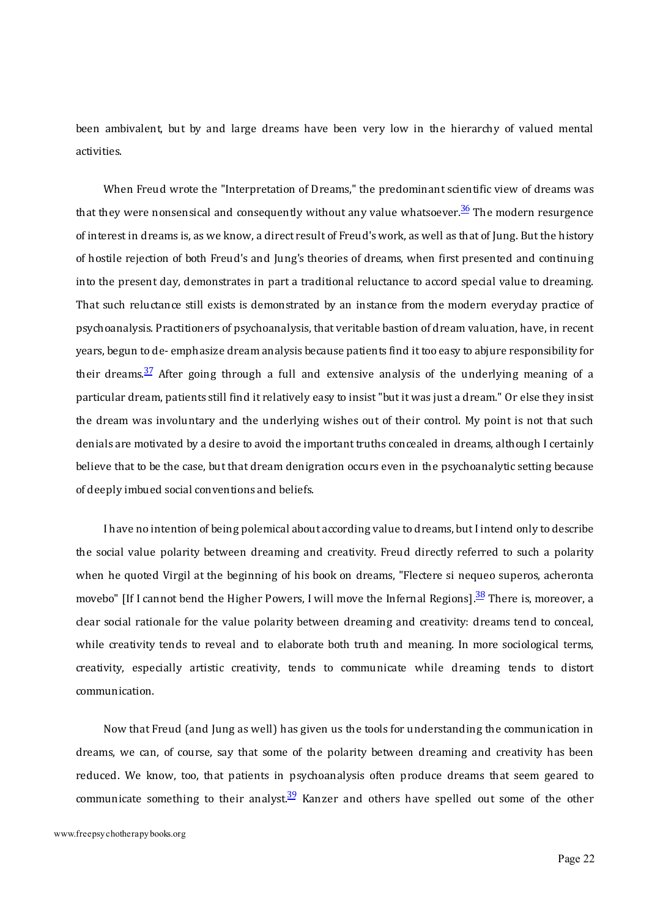been ambivalent, but by and large dreams have been very low in the hierarchy of valued mental activities.

When Freud wrote the "Interpretation of Dreams," the predominant scientific view of dreams was that they were nonsensical and consequently without any value whatsoever.[36] The modern resurgence of interest in dreams is, as we know, a direct result of Freud's work, as well as that of Jung. But the history of hostile rejection of both Freud's and Jung's theories of dreams, when first presented and continuing into the present day, demonstrates in part a traditional reluctance to accord special value to dreaming. That such reluctance still exists is demonstrated by an instance from the modern everyday practice of psychoanalysis. Practitioners of psychoanalysis, that veritable bastion of dream valuation, have, in recent years, begun to de- emphasize dream analysis because patients find it too easy to abjure responsibility for their dreams.[37] After going through a full and extensive analysis of the underlying meaning of a particular dream, patients still find it relatively easy to insist "but it was just a dream." Or else they insist the dream was involuntary and the underlying wishes out of their control. My point is not that such denials are motivated by a desire to avoid the important truths concealed in dreams, although I certainly believe that to be the case, but that dream denigration occurs even in the psychoanalytic setting because of deeply imbued social conventions and beliefs.

I have no intention of being polemical about according value to dreams, but I intend only to describe the social value polarity between dreaming and creativity. Freud directly referred to such a polarity when he quoted Virgil at the beginning of his book on dreams, "Flectere si nequeo superos, acheronta movebo" [If I cannot bend the Higher Powers, I will move the Infernal Regions].[38] There is, moreover, a clear social rationale for the value polarity between dreaming and creativity: dreams tend to conceal, while creativity tends to reveal and to elaborate both truth and meaning. In more sociological terms, creativity, especially artistic creativity, tends to communicate while dreaming tends to distort communication.

Now that Freud (and Jung as well) has given us the tools for understanding the communication in dreams, we can, of course, say that some of the polarity between dreaming and creativity has been reduced. We know, too, that patients in psychoanalysis often produce dreams that seem geared to communicate something to their analyst.[39] Kanzer and others have spelled out some of the other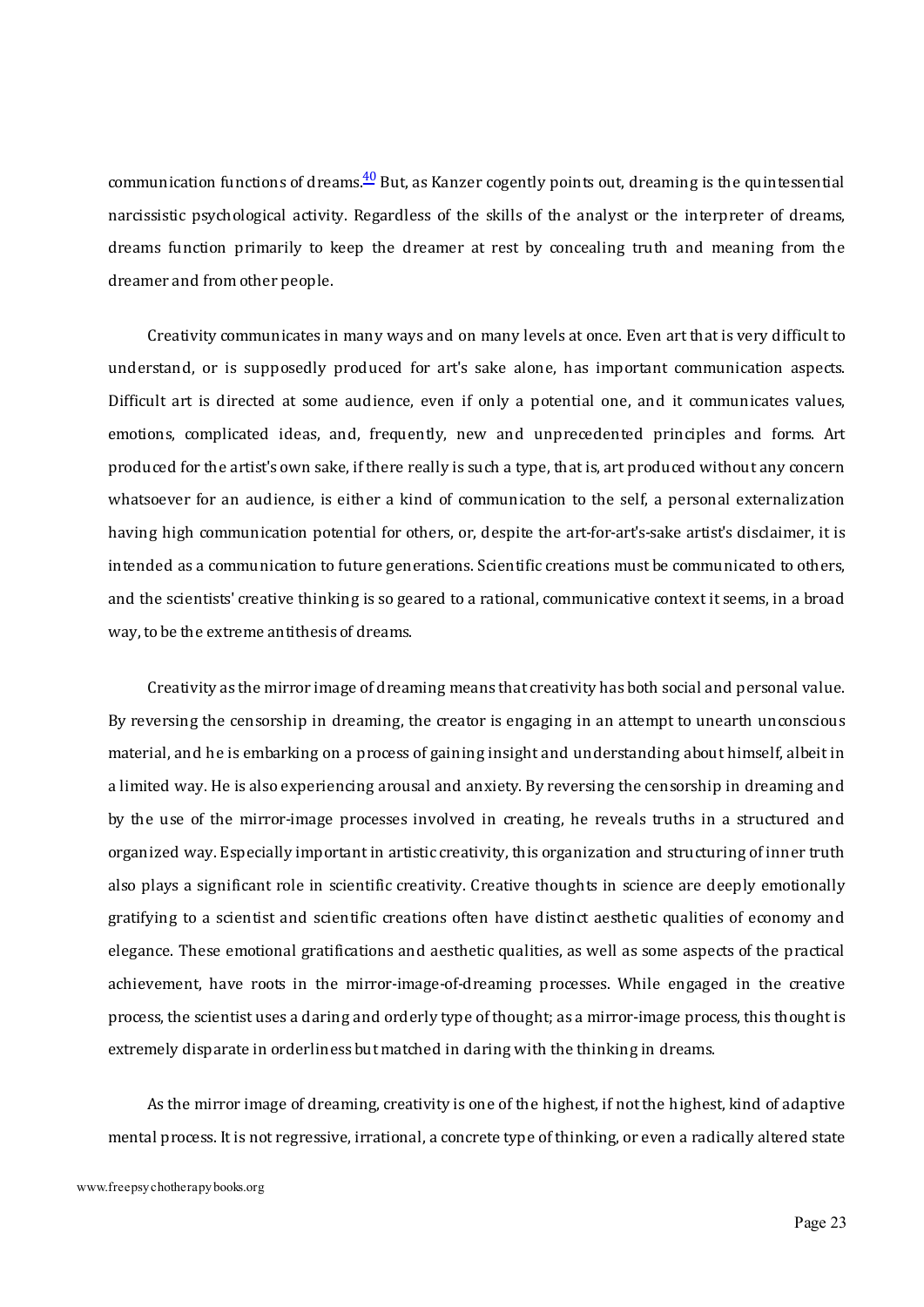communication functions of dreams.[40] But, as Kanzer cogently points out, dreaming is the quintessential narcissistic psychological activity. Regardless of the skills of the analyst or the interpreter of dreams, dreams function primarily to keep the dreamer at rest by concealing truth and meaning from the dreamer and from other people.

Creativity communicates in many ways and on many levels at once. Even art that is very difficult to understand, or is supposedly produced for art's sake alone, has important communication aspects. Difficult art is directed at some audience, even if only a potential one, and it communicates values, emotions, complicated ideas, and, frequently, new and unprecedented principles and forms. Art produced for the artist's own sake, if there really is such a type, that is, art produced without any concern whatsoever for an audience, is either a kind of communication to the self, a personal externalization having high communication potential for others, or, despite the art-for-art's-sake artist's disclaimer, it is intended as a communication to future generations. Scientific creations must be communicated to others, and the scientists' creative thinking is so geared to a rational, communicative context it seems, in a broad way, to be the extreme antithesis of dreams.

Creativity as the mirror image of dreaming means that creativity has both social and personal value. By reversing the censorship in dreaming, the creator is engaging in an attempt to unearth unconscious material, and he is embarking on a process of gaining insight and understanding about himself, albeit in a limited way. He is also experiencing arousal and anxiety. By reversing the censorship in dreaming and by the use of the mirror-image processes involved in creating, he reveals truths in a structured and organized way. Especially important in artistic creativity, this organization and structuring of inner truth also plays a significant role in scientific creativity. Creative thoughts in science are deeply emotionally gratifying to a scientist and scientific creations often have distinct aesthetic qualities of economy and elegance. These emotional gratifications and aesthetic qualities, as well as some aspects of the practical achievement, have roots in the mirror-image-of-dreaming processes. While engaged in the creative process, the scientist uses a daring and orderly type of thought; as a mirror-image process, this thought is extremely disparate in orderliness but matched in daring with the thinking in dreams.

As the mirror image of dreaming, creativity is one of the highest, if not the highest, kind of adaptive mental process. It is not regressive, irrational, a concrete type of thinking, or even a radically altered state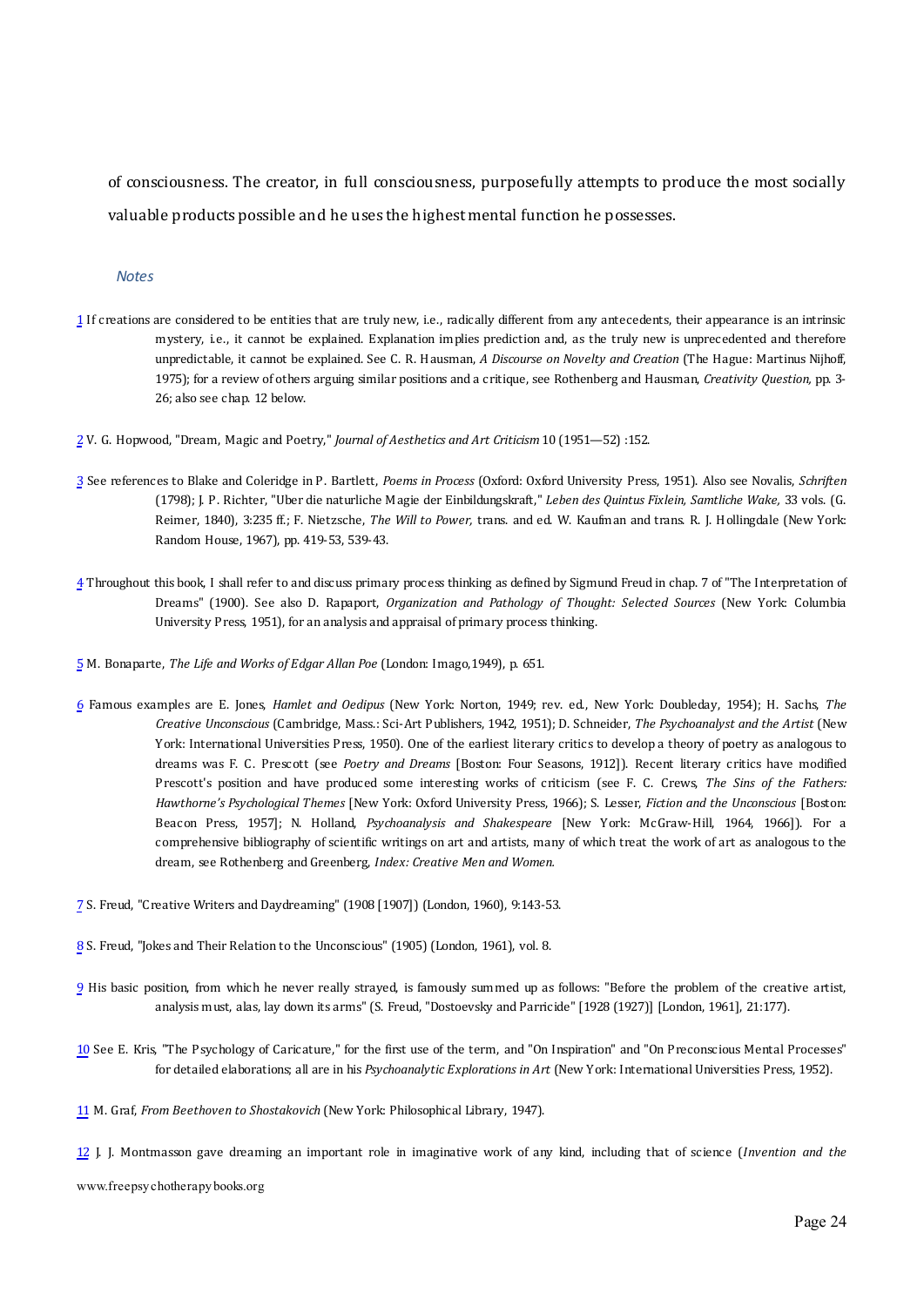of consciousness. The creator, in full consciousness, purposefully attempts to produce the most socially valuable products possible and he uses the highest mental function he possesses.

*Notes*

1 If creations are considered to be entities that are truly new, i.e., radically different from any antecedents, their appearance is an intrinsic mystery, i.e., it cannot be explained. Explanation implies prediction and, as the truly new is unprecedented and therefore unpredictable, it cannot be explained. See C. R. Hausman, *A Discourse on Novelty and Creation* (The Hague: Martinus Nijhoff, 1975); for a review of others arguing similar positions and a critique, see Rothenberg and Hausman, *Creativity Question,* pp. 3-26; also see chap. 12 below.

2 V. G. Hopwood, "Dream, Magic and Poetry," *Journal of Aesthetics and Art Criticism* 10 (1951—52) :152.

3 See references to Blake and Coleridge in P. Bartlett, *Poems in Process* (Oxford: Oxford University Press, 1951). Also see Novalis, *Schriften* (1798); J. P. Richter, "Uber die naturliche Magie der Einbildungskraft," *Leben des Quintus Fixlein, Samtliche Wake,* 33 vols. (G. Reimer, 1840), 3:235 ff.; F. Nietzsche, *The Will to Power,* trans. and ed. W. Kaufman and trans. R. J. Hollingdale (New York: Random House, 1967), pp. 419-53, 539-43.

4 Throughout this book, I shall refer to and discuss primary process thinking as defined by Sigmund Freud in chap. 7 of "The Interpretation of Dreams" (1900). See also D. Rapaport, *Organization and Pathology of Thought: Selected Sources* (New York: Columbia University Press, 1951), for an analysis and appraisal of primary process thinking.

5 M. Bonaparte, *The Life and Works of Edgar Allan Poe* (London: Imago,1949), p. 651.

6 Famous examples are E. Jones, *Hamlet and Oedipus* (New York: Norton, 1949; rev. ed., New York: Doubleday, 1954); H. Sachs, *The Creative Unconscious* (Cambridge, Mass.: Sci-Art Publishers, 1942, 1951); D. Schneider, *The Psychoanalyst and the Artist* (New York: International Universities Press, 1950). One of the earliest literary critics to develop a theory of poetry as analogous to dreams was F. C. Prescott (see *Poetry and Dreams* [Boston: Four Seasons, 1912]). Recent literary critics have modified Prescott's position and have produced some interesting works of criticism (see F. C. Crews, *The Sins of the Fathers: Hawthorne's Psychological Themes* [New York: Oxford University Press, 1966]; S. Lesser, *Fiction and the Unconscious* [Boston: Beacon Press, 1957]; N. Holland, *Psychoanalysis and Shakespeare* [New York: McGraw-Hill, 1964, 1966]). For a comprehensive bibliography of scientific writings on art and artists, many of which treat the work of art as analogous to the dream, see Rothenberg and Greenberg, *Index: Creative Men and Women.*

7 S. Freud, "Creative Writers and Daydreaming" (1908 [1907]) (London, 1960), 9:143-53.

8 S. Freud, "Jokes and Their Relation to the Unconscious" (1905) (London, 1961), vol. 8.

9 His basic position, from which he never really strayed, is famously summed up as follows: "Before the problem of the creative artist, analysis must, alas, lay down its arms" (S. Freud, "Dostoevsky and Parricide" [1928 (1927)] [London, 1961], 21:177).

10 See E. Kris, "The Psychology of Caricature," for the first use of the term, and "On Inspiration" and "On Preconscious Mental Processes" for detailed elaborations; all are in his *Psychoanalytic Explorations in Art* (New York: International Universities Press, 1952).

11 M. Graf, *From Beethoven to Shostakovich* (New York: Philosophical Library, 1947).

12 J. J. Montmasson gave dreaming an important role in imaginative work of any kind, including that of science (*Invention and the*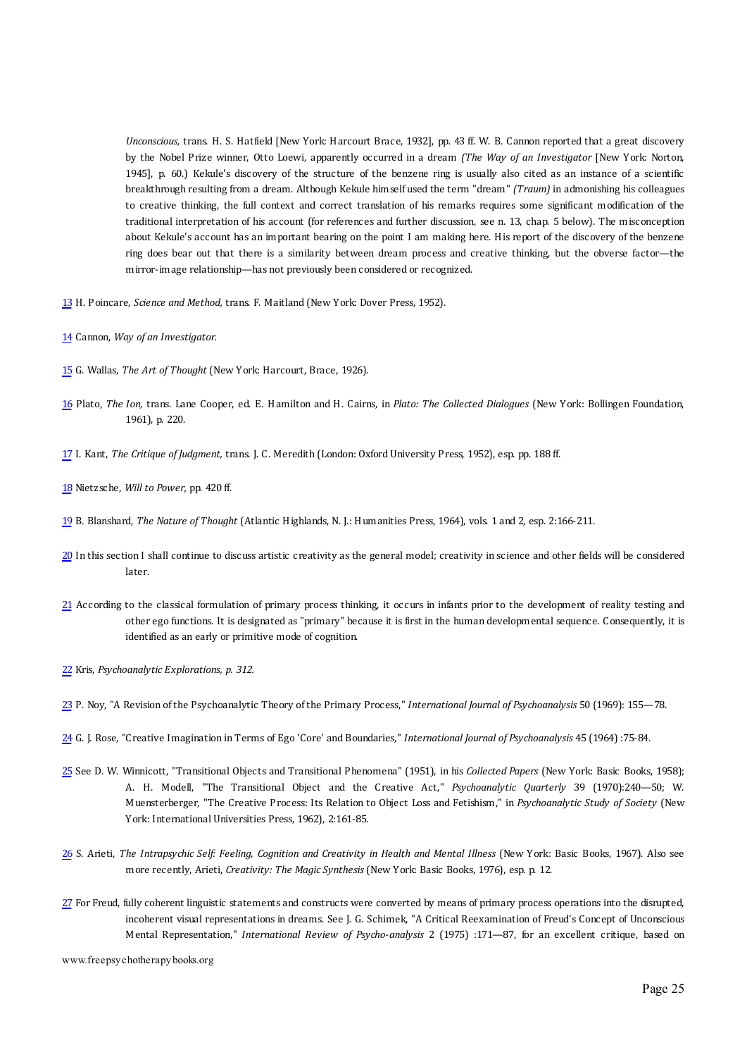*Unconscious,* trans. H. S. Hatfield [New York: Harcourt Brace, 1932], pp. 43 ff. W. B. Cannon reported that a great discovery by the Nobel Prize winner, Otto Loewi, apparently occurred in a dream *(The Way of an Investigator* [New York: Norton, 1945], p. 60.) Kekule's discovery of the structure of the benzene ring is usually also cited as an instance of a scientific breakthrough resulting from a dream. Although Kekule himself used the term "dream" *(Traum)* in admonishing his colleagues to creative thinking, the full context and correct translation of his remarks requires some significant modification of the traditional interpretation of his account (for references and further discussion, see n. 13, chap. 5 below). The misconception about Kekule's account has an important bearing on the point I am making here. His report of the discovery of the benzene ring does bear out that there is a similarity between dream process and creative thinking, but the obverse factor—the mirror-image relationship—has not previously been considered or recognized.

13 H. Poincare, *Science and Method,* trans. F. Maitland (New York: Dover Press, 1952).

14 Cannon, *Way of an Investigator.*

15 G. Wallas, *The Art of Thought* (New York: Harcourt, Brace, 1926).

16 Plato, *The Ion,* trans. Lane Cooper, ed. E. Hamilton and H. Cairns, in *Plato: The Collected Dialogues* (New York: Bollingen Foundation, 1961), p. 220.

17 I. Kant, *The Critique of Judgment,* trans. J. C. Meredith (London: Oxford University Press, 1952), esp. pp. 188 ff.

18 Nietzsche, *Will to Power,* pp. 420 ff.

19 B. Blanshard, *The Nature of Thought* (Atlantic Highlands, N. J.: Humanities Press, 1964), vols. 1 and 2, esp. 2:166-211.

20 In this section I shall continue to discuss artistic creativity as the general model; creativity in science and other fields will be considered later.

21 According to the classical formulation of primary process thinking, it occurs in infants prior to the development of reality testing and other ego functions. It is designated as "primary" because it is first in the human developmental sequence. Consequently, it is identified as an early or primitive mode of cognition.

22 Kris, *Psychoanalytic Explorations, p. 312.*

23 P. Noy, "A Revision of the Psychoanalytic Theory of the Primary Process," *International Journal of Psychoanalysis* 50 (1969): 155—78.

24 G. J. Rose, "Creative Imagination in Terms of Ego 'Core' and Boundaries," *International Journal of Psychoanalysis* 45 (1964) :75-84.

25 See D. W. Winnicott, "Transitional Objects and Transitional Phenomena" (1951), in his *Collected Papers* (New York: Basic Books, 1958); A. H. Modell, "The Transitional Object and the Creative Act," *Psychoanalytic Quarterly* 39 (1970):240—50; W. Muensterberger, "The Creative Process: Its Relation to Object Loss and Fetishism," in *Psychoanalytic Study of Society* (New York: International Universities Press, 1962), 2:161-85.

26 S. Arieti, *The Intrapsychic Self: Feeling, Cognition and Creativity in Health and Mental Illness* (New York: Basic Books, 1967). Also see more recently, Arieti, *Creativity: The Magic Synthesis* (New York: Basic Books, 1976), esp. p. 12.

27 For Freud, fully coherent linguistic statements and constructs were converted by means of primary process operations into the disrupted, incoherent visual representations in dreams. See J. G. Schimek, "A Critical Reexamination of Freud's Concept of Unconscious Mental Representation," *International Review of Psycho-analysis* 2 (1975) :171—87, for an excellent critique, based on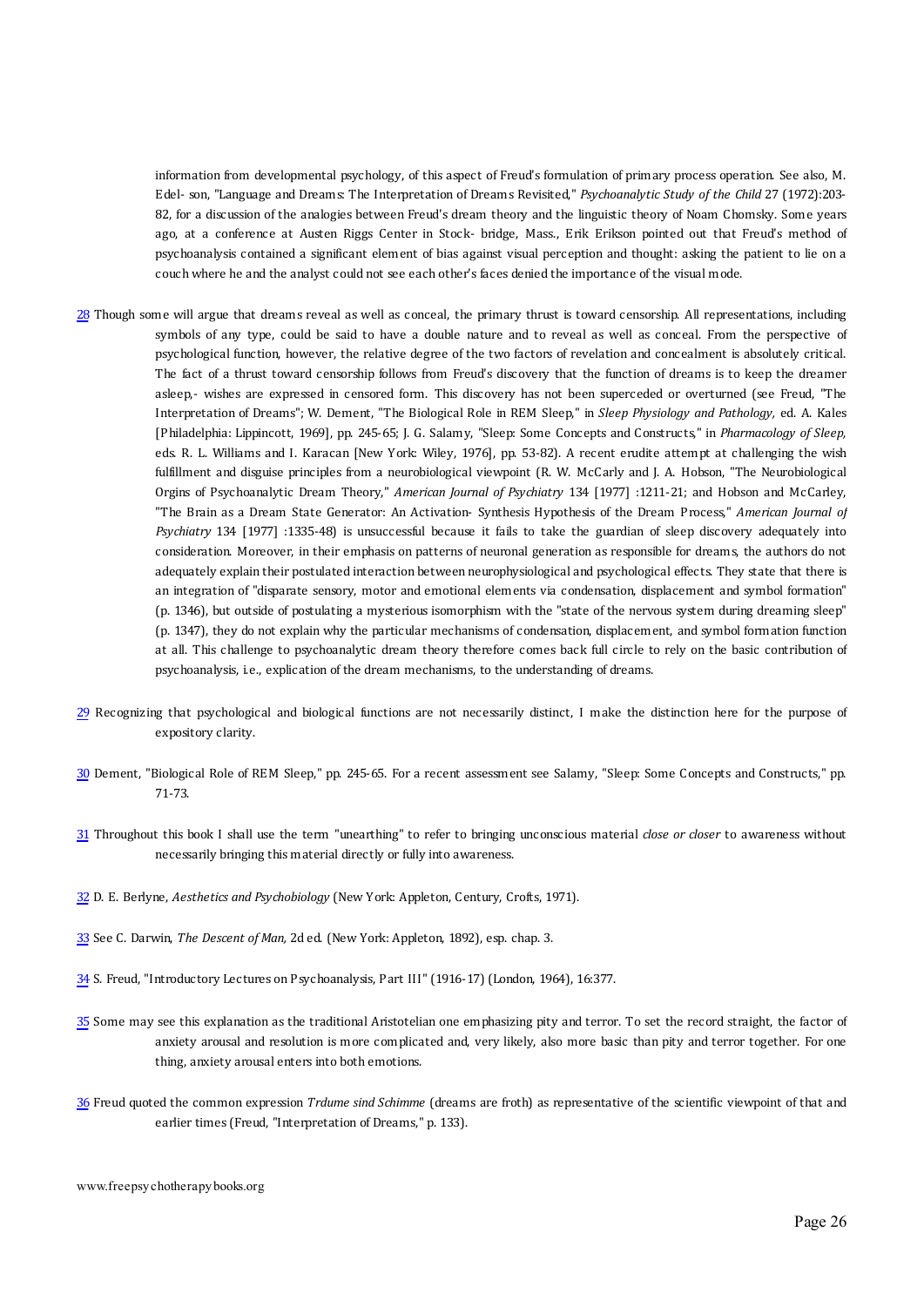information from developmental psychology, of this aspect of Freud's formulation of primary process operation. See also, M. Edel- son, "Language and Dreams: The Interpretation of Dreams Revisited," *Psychoanalytic Study of the Child* 27 (1972):203-82, for a discussion of the analogies between Freud's dream theory and the linguistic theory of Noam Chomsky. Some years ago, at a conference at Austen Riggs Center in Stock- bridge, Mass., Erik Erikson pointed out that Freud's method of psychoanalysis contained a significant element of bias against visual perception and thought: asking the patient to lie on a couch where he and the analyst could not see each other's faces denied the importance of the visual mode.

28 Though some will argue that dreams reveal as well as conceal, the primary thrust is toward censorship. All representations, including symbols of any type, could be said to have a double nature and to reveal as well as conceal. From the perspective of psychological function, however, the relative degree of the two factors of revelation and concealment is absolutely critical. The fact of a thrust toward censorship follows from Freud's discovery that the function of dreams is to keep the dreamer asleep,- wishes are expressed in censored form. This discovery has not been superceded or overturned (see Freud, "The Interpretation of Dreams"; W. Dement, "The Biological Role in REM Sleep," in *Sleep Physiology and Pathology,* ed. A. Kales [Philadelphia: Lippincott, 1969], pp. 245-65; J. G. Salamy, "Sleep: Some Concepts and Constructs," in *Pharmacology of Sleep,* eds. R. L. Williams and I. Karacan [New York: Wiley, 1976], pp. 53-82). A recent erudite attempt at challenging the wish fulfillment and disguise principles from a neurobiological viewpoint (R. W. McCarly and J. A. Hobson, "The Neurobiological Orgins of Psychoanalytic Dream Theory," *American Journal of Psychiatry* 134 [1977] :1211-21; and Hobson and McCarley, "The Brain as a Dream State Generator: An Activation- Synthesis Hypothesis of the Dream Process," *American Journal of Psychiatry* 134 [1977] :1335-48) is unsuccessful because it fails to take the guardian of sleep discovery adequately into consideration. Moreover, in their emphasis on patterns of neuronal generation as responsible for dreams, the authors do not adequately explain their postulated interaction between neurophysiological and psychological effects. They state that there is an integration of "disparate sensory, motor and emotional elements via condensation, displacement and symbol formation" (p. 1346), but outside of postulating a mysterious isomorphism with the "state of the nervous system during dreaming sleep" (p. 1347), they do not explain why the particular mechanisms of condensation, displacement, and symbol formation function at all. This challenge to psychoanalytic dream theory therefore comes back full circle to rely on the basic contribution of psychoanalysis, i.e., explication of the dream mechanisms, to the understanding of dreams.

29 Recognizing that psychological and biological functions are not necessarily distinct, I make the distinction here for the purpose of expository clarity.

30 Dement, "Biological Role of REM Sleep," pp. 245-65. For a recent assessment see Salamy, "Sleep: Some Concepts and Constructs," pp. 71-73.

31 Throughout this book I shall use the term "unearthing" to refer to bringing unconscious material *close or closer* to awareness without necessarily bringing this material directly or fully into awareness.

32 D. E. Berlyne, *Aesthetics and Psychobiology* (New York: Appleton, Century, Crofts, 1971).

33 See C. Darwin, *The Descent of Man,* 2d ed. (New York: Appleton, 1892), esp. chap. 3.

34 S. Freud, "Introductory Lectures on Psychoanalysis, Part III" (1916-17) (London, 1964), 16:377.

35 Some may see this explanation as the traditional Aristotelian one emphasizing pity and terror. To set the record straight, the factor of anxiety arousal and resolution is more complicated and, very likely, also more basic than pity and terror together. For one thing, anxiety arousal enters into both emotions.

36 Freud quoted the common expression *Trdume sind Schimme* (dreams are froth) as representative of the scientific viewpoint of that and earlier times (Freud, "Interpretation of Dreams," p. 133).

www.freepsychotherapybooks.org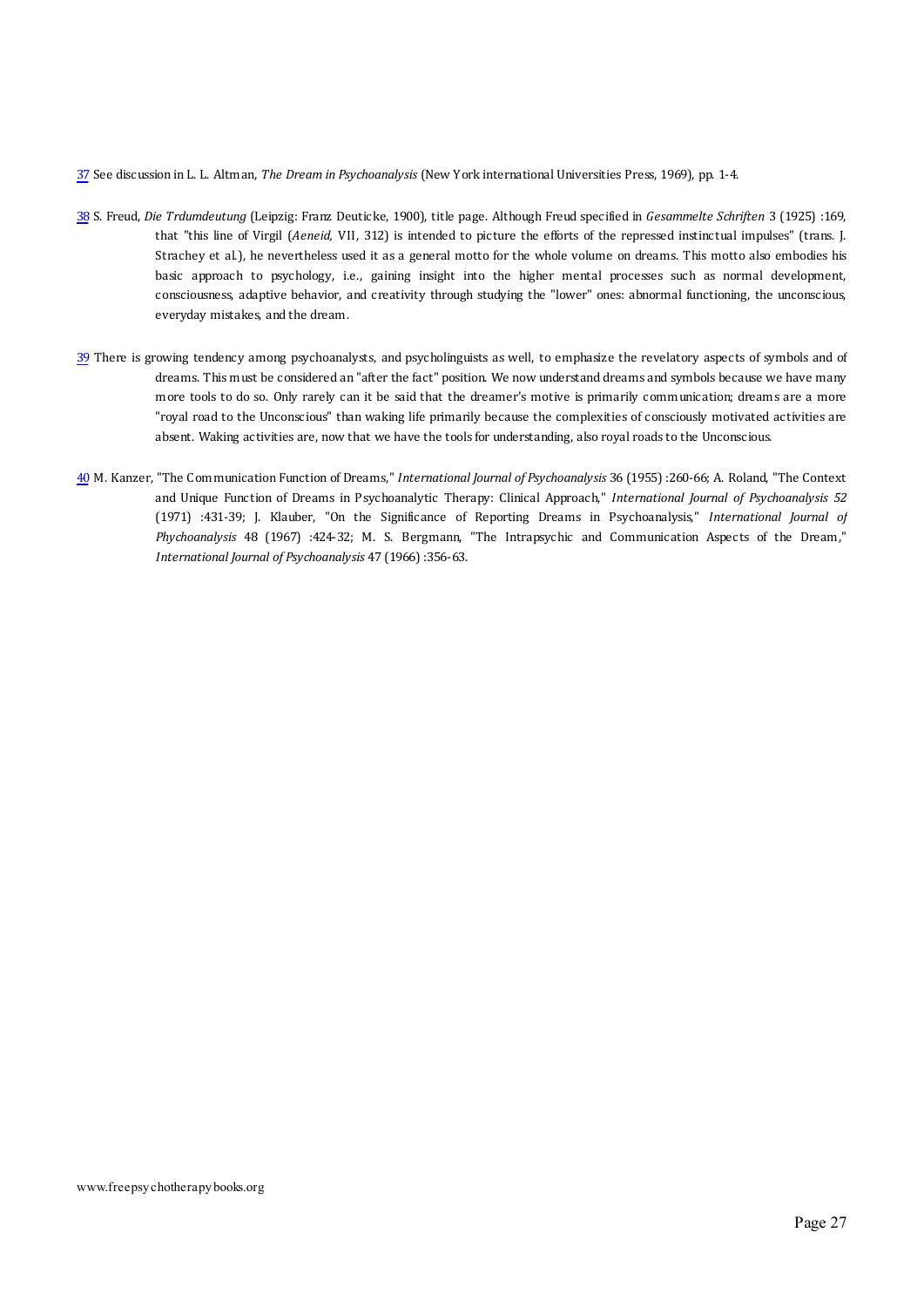[37] See discussion in L. L. Altman, *The Dream in Psychoanalysis* (New York international Universities Press, 1969), pp. 1-4.

[38] S. Freud, *Die Trdumdeutung* (Leipzig: Franz Deuticke, 1900), title page. Although Freud specified in *Gesammelte Schriften* 3 (1925) :169, that "this line of Virgil (*Aeneid,* VII, 312) is intended to picture the efforts of the repressed instinctual impulses" (trans. J. Strachey et al.), he nevertheless used it as a general motto for the whole volume on dreams. This motto also embodies his basic approach to psychology, i.e., gaining insight into the higher mental processes such as normal development, consciousness, adaptive behavior, and creativity through studying the "lower" ones: abnormal functioning, the unconscious, everyday mistakes, and the dream.

[39] There is growing tendency among psychoanalysts, and psycholinguists as well, to emphasize the revelatory aspects of symbols and of dreams. This must be considered an "after the fact" position. We now understand dreams and symbols because we have many more tools to do so. Only rarely can it be said that the dreamer's motive is primarily communication; dreams are a more "royal road to the Unconscious" than waking life primarily because the complexities of consciously motivated activities are absent. Waking activities are, now that we have the tools for understanding, also royal roads to the Unconscious.

[40] M. Kanzer, "The Communication Function of Dreams," *International Journal of Psychoanalysis* 36 (1955) :260-66; A. Roland, "The Context and Unique Function of Dreams in Psychoanalytic Therapy: Clinical Approach," *International Journal of Psychoanalysis 52* (1971) :431-39; J. Klauber, "On the Significance of Reporting Dreams in Psychoanalysis," *International Journal of Phychoanalysis* 48 (1967) :424-32; M. S. Bergmann, "The Intrapsychic and Communication Aspects of the Dream," *International Journal of Psychoanalysis* 47 (1966) :356-63.